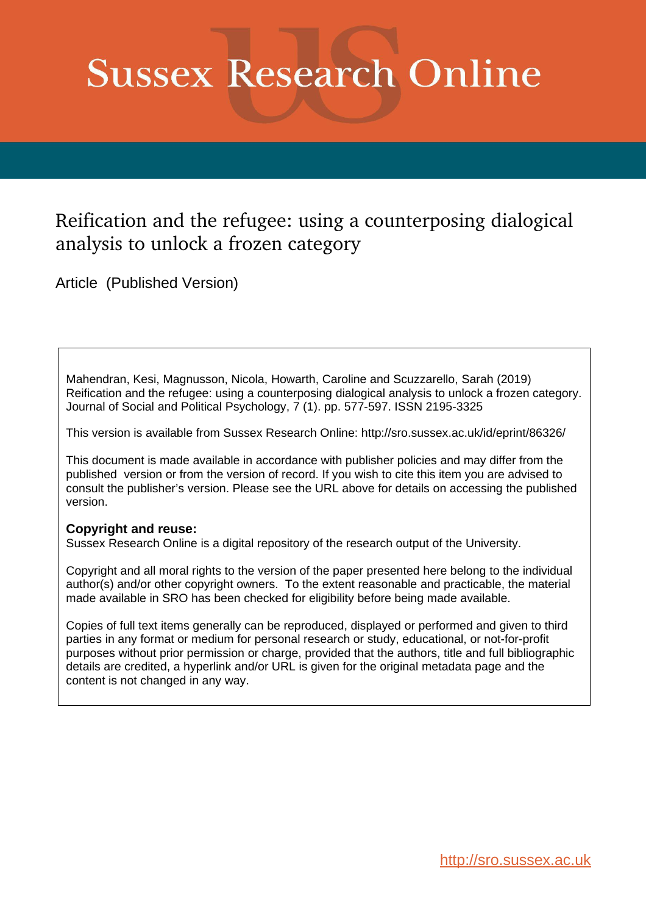# Sussex Research Online

## Reification and the refugee: using a counterposing dialogical analysis to unlock a frozen category

Article (Published Version)

Mahendran, Kesi, Magnusson, Nicola, Howarth, Caroline and Scuzzarello, Sarah (2019) Reification and the refugee: using a counterposing dialogical analysis to unlock a frozen category. Journal of Social and Political Psychology, 7 (1). pp. 577-597. ISSN 2195-3325

This version is available from Sussex Research Online: http://sro.sussex.ac.uk/id/eprint/86326/

This document is made available in accordance with publisher policies and may differ from the published version or from the version of record. If you wish to cite this item you are advised to consult the publisher's version. Please see the URL above for details on accessing the published version.

**Copyright and reuse:**
Sussex Research Online is a digital repository of the research output of the University.

Copyright and all moral rights to the version of the paper presented here belong to the individual author(s) and/or other copyright owners. To the extent reasonable and practicable, the material made available in SRO has been checked for eligibility before being made available.

Copies of full text items generally can be reproduced, displayed or performed and given to third parties in any format or medium for personal research or study, educational, or not-for-profit purposes without prior permission or charge, provided that the authors, title and full bibliographic details are credited, a hyperlink and/or URL is given for the original metadata page and the content is not changed in any way.

http://sro.sussex.ac.uk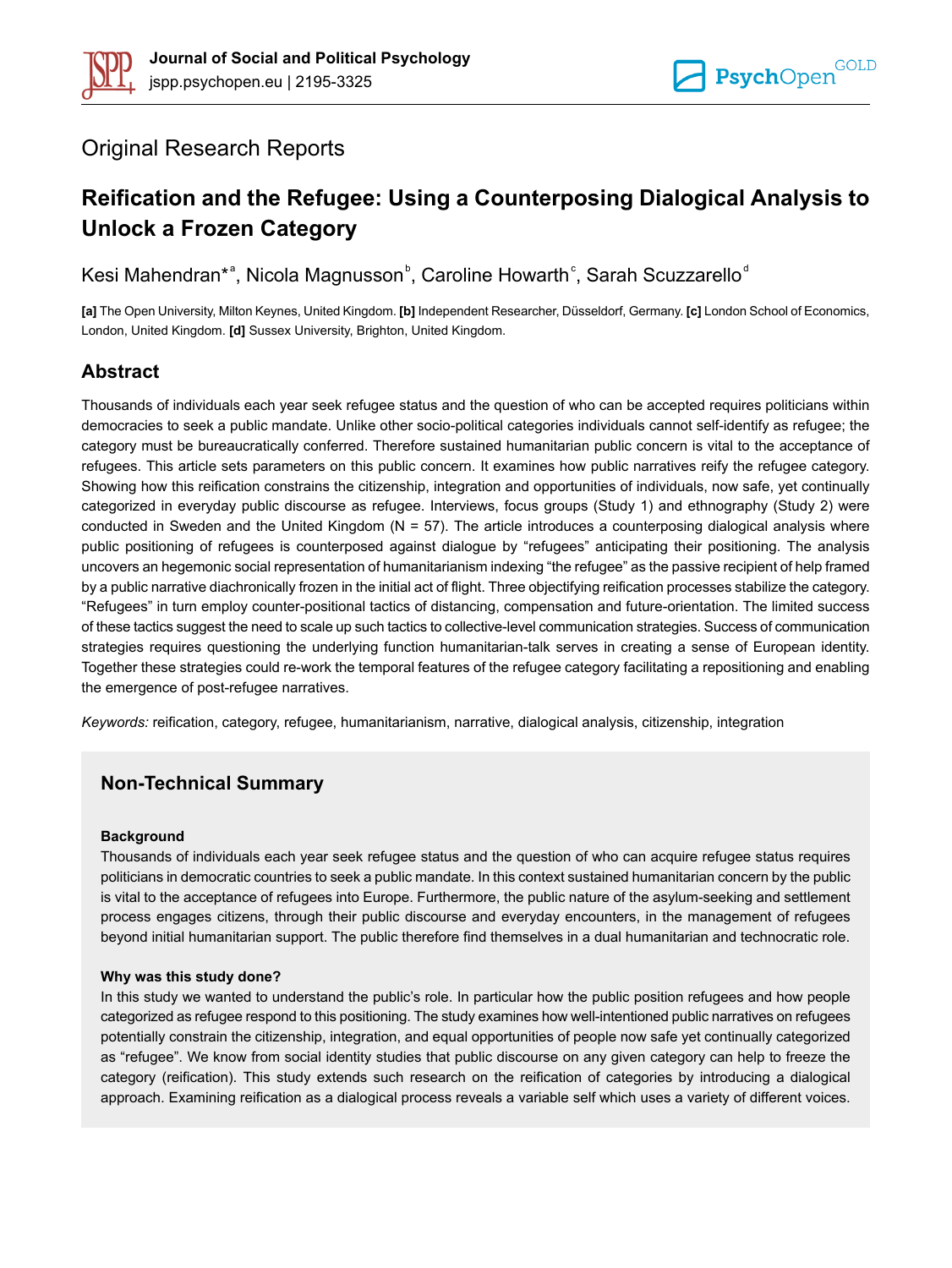Original Research Reports

# Reification and the Refugee: Using a Counterposing Dialogical Analysis to Unlock a Frozen Category

Kesi Mahendran*[a], Nicola Magnusson[b], Caroline Howarth[c], Sarah Scuzzarello[d]

**[a]** The Open University, Milton Keynes, United Kingdom. **[b]** Independent Researcher, Düsseldorf, Germany. **[c]** London School of Economics, London, United Kingdom. **[d]** Sussex University, Brighton, United Kingdom.

## Abstract

Thousands of individuals each year seek refugee status and the question of who can be accepted requires politicians within democracies to seek a public mandate. Unlike other socio-political categories individuals cannot self-identify as refugee; the category must be bureaucratically conferred. Therefore sustained humanitarian public concern is vital to the acceptance of refugees. This article sets parameters on this public concern. It examines how public narratives reify the refugee category. Showing how this reification constrains the citizenship, integration and opportunities of individuals, now safe, yet continually categorized in everyday public discourse as refugee. Interviews, focus groups (Study 1) and ethnography (Study 2) were conducted in Sweden and the United Kingdom (N = 57). The article introduces a counterposing dialogical analysis where public positioning of refugees is counterposed against dialogue by "refugees" anticipating their positioning. The analysis uncovers an hegemonic social representation of humanitarianism indexing "the refugee" as the passive recipient of help framed by a public narrative diachronically frozen in the initial act of flight. Three objectifying reification processes stabilize the category. "Refugees" in turn employ counter-positional tactics of distancing, compensation and future-orientation. The limited success of these tactics suggest the need to scale up such tactics to collective-level communication strategies. Success of communication strategies requires questioning the underlying function humanitarian-talk serves in creating a sense of European identity. Together these strategies could re-work the temporal features of the refugee category facilitating a repositioning and enabling the emergence of post-refugee narratives.

*Keywords:* reification, category, refugee, humanitarianism, narrative, dialogical analysis, citizenship, integration

## Non-Technical Summary

**Background**

Thousands of individuals each year seek refugee status and the question of who can acquire refugee status requires politicians in democratic countries to seek a public mandate. In this context sustained humanitarian concern by the public is vital to the acceptance of refugees into Europe. Furthermore, the public nature of the asylum-seeking and settlement process engages citizens, through their public discourse and everyday encounters, in the management of refugees beyond initial humanitarian support. The public therefore find themselves in a dual humanitarian and technocratic role.

**Why was this study done?**

In this study we wanted to understand the public's role. In particular how the public position refugees and how people categorized as refugee respond to this positioning. The study examines how well-intentioned public narratives on refugees potentially constrain the citizenship, integration, and equal opportunities of people now safe yet continually categorized as "refugee". We know from social identity studies that public discourse on any given category can help to freeze the category (reification). This study extends such research on the reification of categories by introducing a dialogical approach. Examining reification as a dialogical process reveals a variable self which uses a variety of different voices.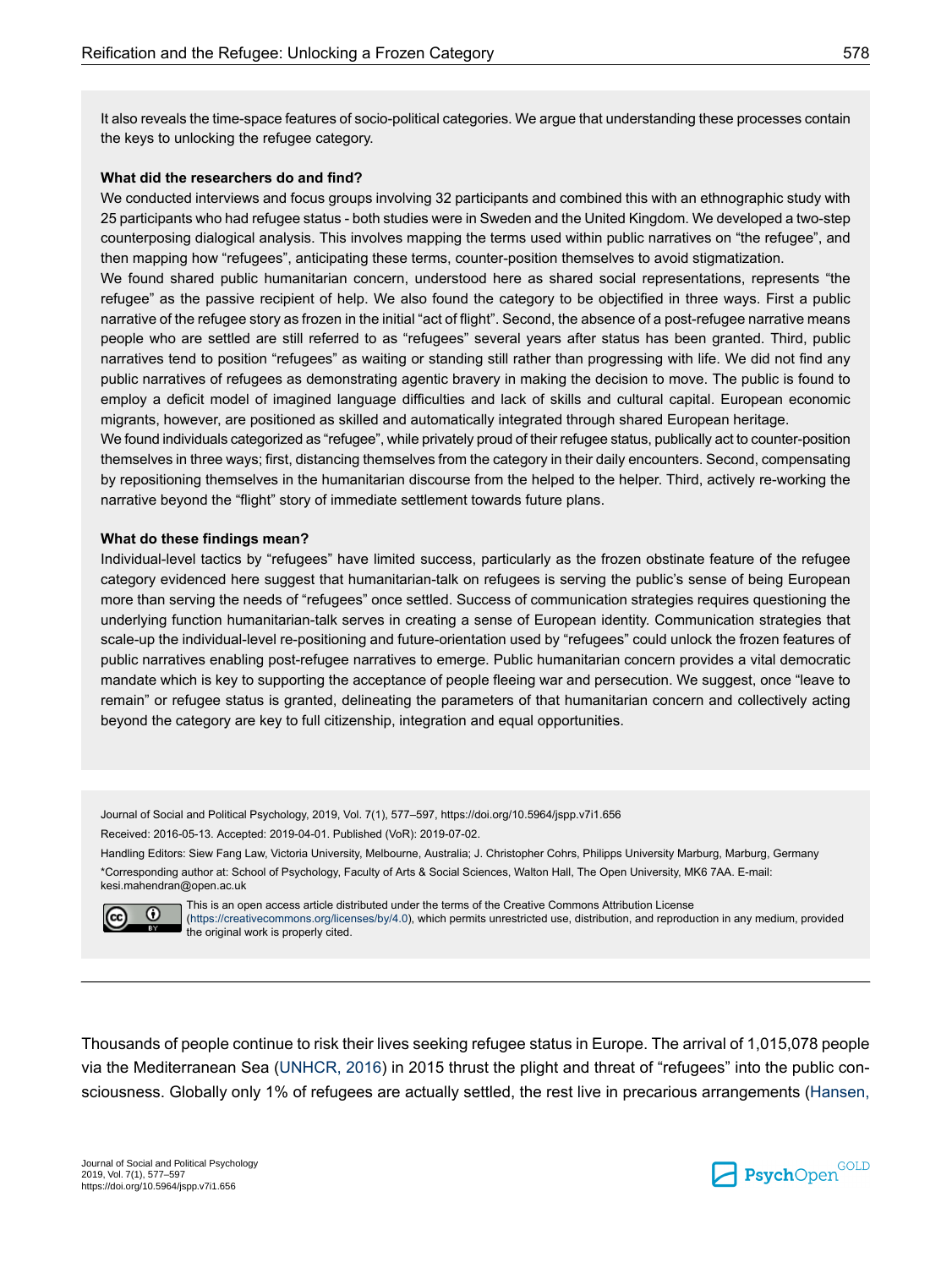It also reveals the time-space features of socio-political categories. We argue that understanding these processes contain the keys to unlocking the refugee category.

**What did the researchers do and find?**

We conducted interviews and focus groups involving 32 participants and combined this with an ethnographic study with 25 participants who had refugee status - both studies were in Sweden and the United Kingdom. We developed a two-step counterposing dialogical analysis. This involves mapping the terms used within public narratives on "the refugee", and then mapping how "refugees", anticipating these terms, counter-position themselves to avoid stigmatization.

We found shared public humanitarian concern, understood here as shared social representations, represents "the refugee" as the passive recipient of help. We also found the category to be objectified in three ways. First a public narrative of the refugee story as frozen in the initial "act of flight". Second, the absence of a post-refugee narrative means people who are settled are still referred to as "refugees" several years after status has been granted. Third, public narratives tend to position "refugees" as waiting or standing still rather than progressing with life. We did not find any public narratives of refugees as demonstrating agentic bravery in making the decision to move. The public is found to employ a deficit model of imagined language difficulties and lack of skills and cultural capital. European economic migrants, however, are positioned as skilled and automatically integrated through shared European heritage.

We found individuals categorized as "refugee", while privately proud of their refugee status, publically act to counter-position themselves in three ways; first, distancing themselves from the category in their daily encounters. Second, compensating by repositioning themselves in the humanitarian discourse from the helped to the helper. Third, actively re-working the narrative beyond the "flight" story of immediate settlement towards future plans.

**What do these findings mean?**

Individual-level tactics by "refugees" have limited success, particularly as the frozen obstinate feature of the refugee category evidenced here suggest that humanitarian-talk on refugees is serving the public's sense of being European more than serving the needs of "refugees" once settled. Success of communication strategies requires questioning the underlying function humanitarian-talk serves in creating a sense of European identity. Communication strategies that scale-up the individual-level re-positioning and future-orientation used by "refugees" could unlock the frozen features of public narratives enabling post-refugee narratives to emerge. Public humanitarian concern provides a vital democratic mandate which is key to supporting the acceptance of people fleeing war and persecution. We suggest, once "leave to remain" or refugee status is granted, delineating the parameters of that humanitarian concern and collectively acting beyond the category are key to full citizenship, integration and equal opportunities.

Journal of Social and Political Psychology, 2019, Vol. 7(1), 577–597, https://doi.org/10.5964/jspp.v7i1.656

Received: 2016-05-13. Accepted: 2019-04-01. Published (VoR): 2019-07-02.

Handling Editors: Siew Fang Law, Victoria University, Melbourne, Australia; J. Christopher Cohrs, Philipps University Marburg, Marburg, Germany

*Corresponding author at: School of Psychology, Faculty of Arts & Social Sciences, Walton Hall, The Open University, MK6 7AA. E-mail: kesi.mahendran@open.ac.uk

This is an open access article distributed under the terms of the Creative Commons Attribution License (https://creativecommons.org/licenses/by/4.0), which permits unrestricted use, distribution, and reproduction in any medium, provided the original work is properly cited.

---

Thousands of people continue to risk their lives seeking refugee status in Europe. The arrival of 1,015,078 people via the Mediterranean Sea (UNHCR, 2016) in 2015 thrust the plight and threat of "refugees" into the public consciousness. Globally only 1% of refugees are actually settled, the rest live in precarious arrangements (Hansen,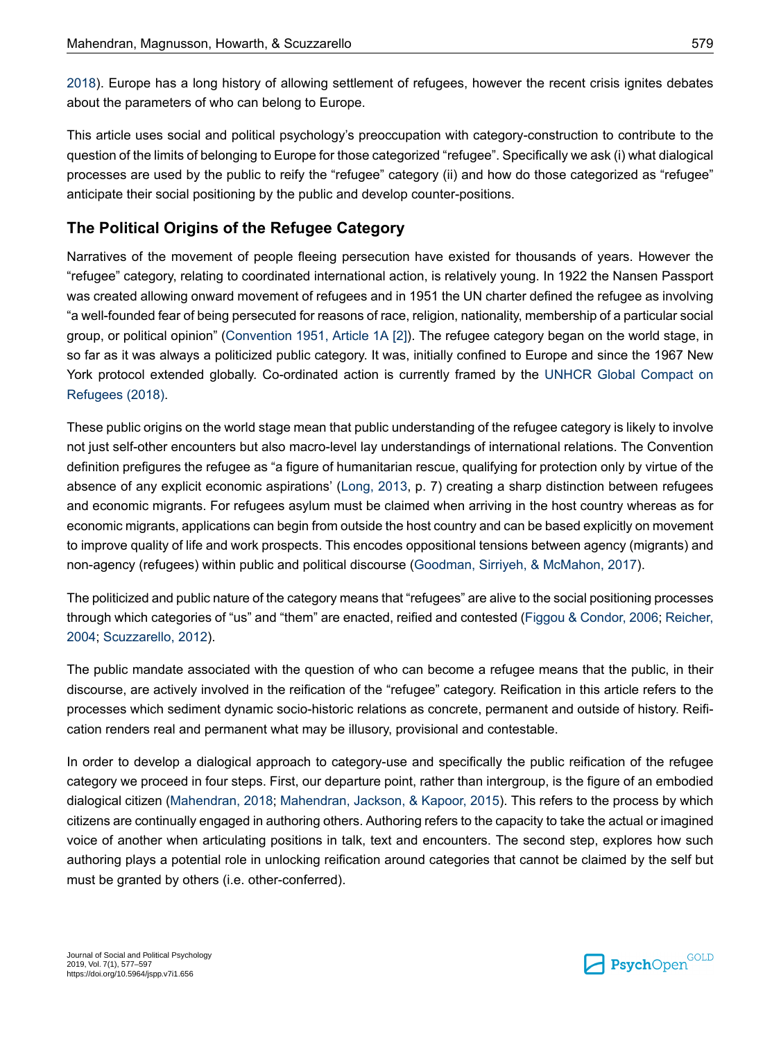2018). Europe has a long history of allowing settlement of refugees, however the recent crisis ignites debates about the parameters of who can belong to Europe.

This article uses social and political psychology's preoccupation with category-construction to contribute to the question of the limits of belonging to Europe for those categorized "refugee". Specifically we ask (i) what dialogical processes are used by the public to reify the "refugee" category (ii) and how do those categorized as "refugee" anticipate their social positioning by the public and develop counter-positions.

## The Political Origins of the Refugee Category

Narratives of the movement of people fleeing persecution have existed for thousands of years. However the "refugee" category, relating to coordinated international action, is relatively young. In 1922 the Nansen Passport was created allowing onward movement of refugees and in 1951 the UN charter defined the refugee as involving "a well-founded fear of being persecuted for reasons of race, religion, nationality, membership of a particular social group, or political opinion" (Convention 1951, Article 1A [2]). The refugee category began on the world stage, in so far as it was always a politicized public category. It was, initially confined to Europe and since the 1967 New York protocol extended globally. Co-ordinated action is currently framed by the UNHCR Global Compact on Refugees (2018).

These public origins on the world stage mean that public understanding of the refugee category is likely to involve not just self-other encounters but also macro-level lay understandings of international relations. The Convention definition prefigures the refugee as "a figure of humanitarian rescue, qualifying for protection only by virtue of the absence of any explicit economic aspirations' (Long, 2013, p. 7) creating a sharp distinction between refugees and economic migrants. For refugees asylum must be claimed when arriving in the host country whereas as for economic migrants, applications can begin from outside the host country and can be based explicitly on movement to improve quality of life and work prospects. This encodes oppositional tensions between agency (migrants) and non-agency (refugees) within public and political discourse (Goodman, Sirriyeh, & McMahon, 2017).

The politicized and public nature of the category means that "refugees" are alive to the social positioning processes through which categories of "us" and "them" are enacted, reified and contested (Figgou & Condor, 2006; Reicher, 2004; Scuzzarello, 2012).

The public mandate associated with the question of who can become a refugee means that the public, in their discourse, are actively involved in the reification of the "refugee" category. Reification in this article refers to the processes which sediment dynamic socio-historic relations as concrete, permanent and outside of history. Reification renders real and permanent what may be illusory, provisional and contestable.

In order to develop a dialogical approach to category-use and specifically the public reification of the refugee category we proceed in four steps. First, our departure point, rather than intergroup, is the figure of an embodied dialogical citizen (Mahendran, 2018; Mahendran, Jackson, & Kapoor, 2015). This refers to the process by which citizens are continually engaged in authoring others. Authoring refers to the capacity to take the actual or imagined voice of another when articulating positions in talk, text and encounters. The second step, explores how such authoring plays a potential role in unlocking reification around categories that cannot be claimed by the self but must be granted by others (i.e. other-conferred).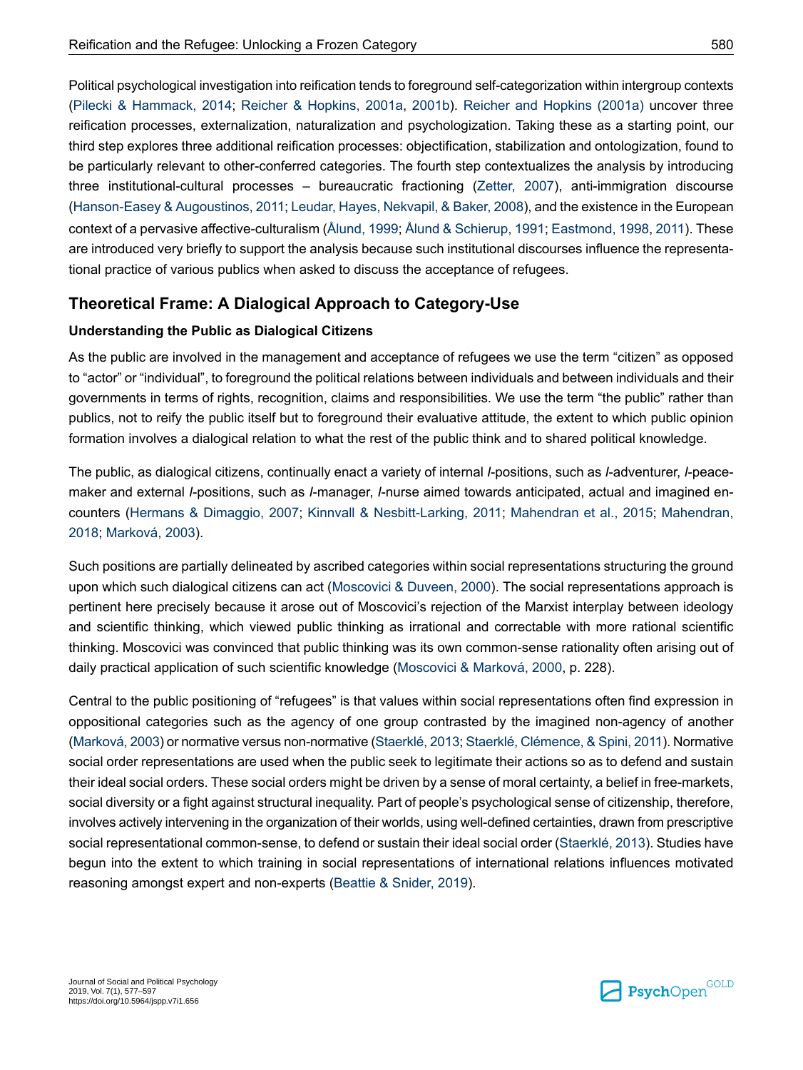Political psychological investigation into reification tends to foreground self-categorization within intergroup contexts (Pilecki & Hammack, 2014; Reicher & Hopkins, 2001a, 2001b). Reicher and Hopkins (2001a) uncover three reification processes, externalization, naturalization and psychologization. Taking these as a starting point, our third step explores three additional reification processes: objectification, stabilization and ontologization, found to be particularly relevant to other-conferred categories. The fourth step contextualizes the analysis by introducing three institutional-cultural processes – bureaucratic fractioning (Zetter, 2007), anti-immigration discourse (Hanson-Easey & Augoustinos, 2011; Leudar, Hayes, Nekvapil, & Baker, 2008), and the existence in the European context of a pervasive affective-culturalism (Ålund, 1999; Ålund & Schierup, 1991; Eastmond, 1998, 2011). These are introduced very briefly to support the analysis because such institutional discourses influence the representational practice of various publics when asked to discuss the acceptance of refugees.

## Theoretical Frame: A Dialogical Approach to Category-Use

### Understanding the Public as Dialogical Citizens

As the public are involved in the management and acceptance of refugees we use the term "citizen" as opposed to "actor" or "individual", to foreground the political relations between individuals and between individuals and their governments in terms of rights, recognition, claims and responsibilities. We use the term "the public" rather than publics, not to reify the public itself but to foreground their evaluative attitude, the extent to which public opinion formation involves a dialogical relation to what the rest of the public think and to shared political knowledge.

The public, as dialogical citizens, continually enact a variety of internal *I*-positions, such as *I*-adventurer, *I*-peacemaker and external *I*-positions, such as *I*-manager, *I*-nurse aimed towards anticipated, actual and imagined encounters (Hermans & Dimaggio, 2007; Kinnvall & Nesbitt-Larking, 2011; Mahendran et al., 2015; Mahendran, 2018; Marková, 2003).

Such positions are partially delineated by ascribed categories within social representations structuring the ground upon which such dialogical citizens can act (Moscovici & Duveen, 2000). The social representations approach is pertinent here precisely because it arose out of Moscovici's rejection of the Marxist interplay between ideology and scientific thinking, which viewed public thinking as irrational and correctable with more rational scientific thinking. Moscovici was convinced that public thinking was its own common-sense rationality often arising out of daily practical application of such scientific knowledge (Moscovici & Marková, 2000, p. 228).

Central to the public positioning of "refugees" is that values within social representations often find expression in oppositional categories such as the agency of one group contrasted by the imagined non-agency of another (Marková, 2003) or normative versus non-normative (Staerklé, 2013; Staerklé, Clémence, & Spini, 2011). Normative social order representations are used when the public seek to legitimate their actions so as to defend and sustain their ideal social orders. These social orders might be driven by a sense of moral certainty, a belief in free-markets, social diversity or a fight against structural inequality. Part of people's psychological sense of citizenship, therefore, involves actively intervening in the organization of their worlds, using well-defined certainties, drawn from prescriptive social representational common-sense, to defend or sustain their ideal social order (Staerklé, 2013). Studies have begun into the extent to which training in social representations of international relations influences motivated reasoning amongst expert and non-experts (Beattie & Snider, 2019).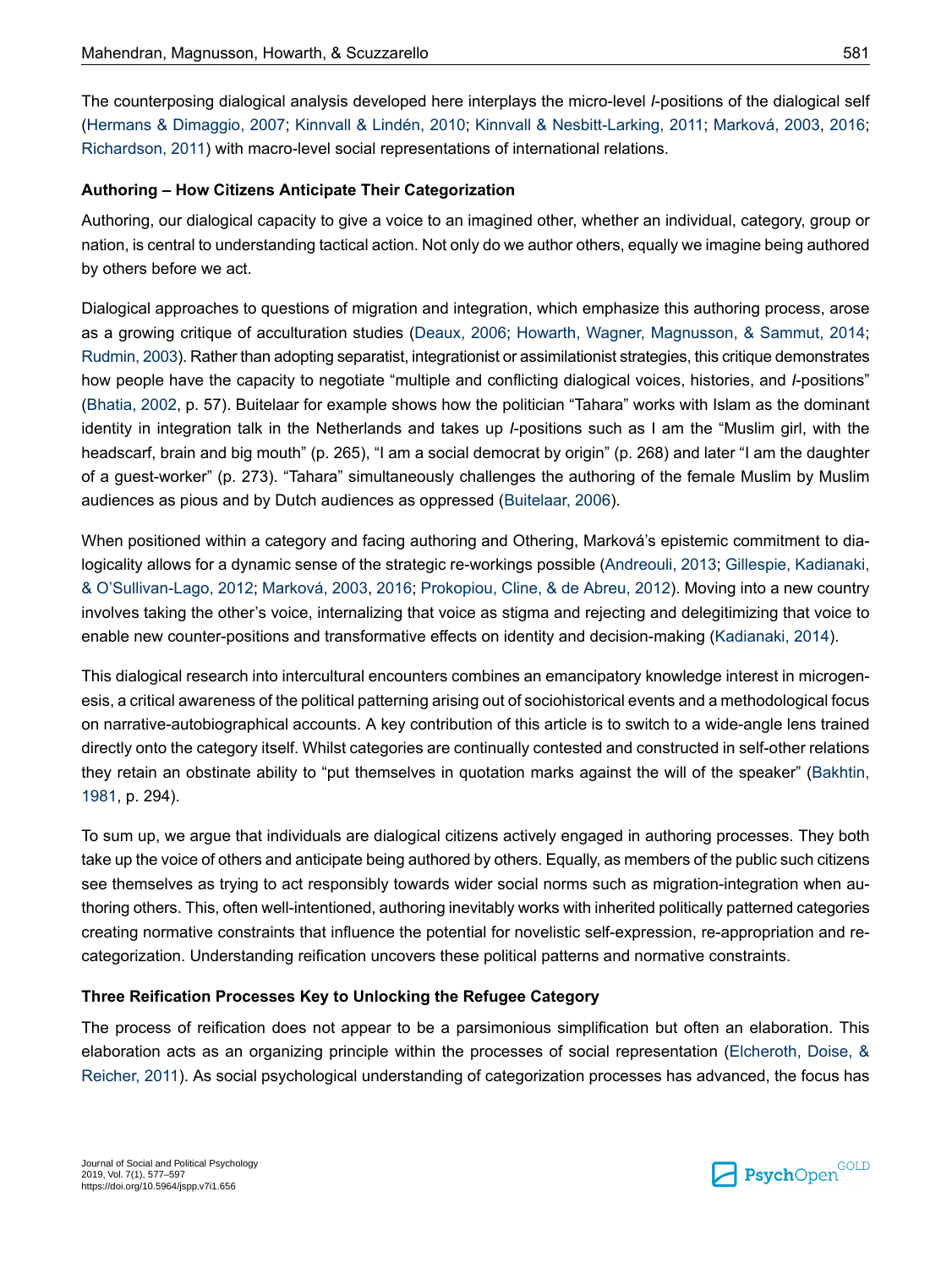The counterposing dialogical analysis developed here interplays the micro-level *I*-positions of the dialogical self (Hermans & Dimaggio, 2007; Kinnvall & Lindén, 2010; Kinnvall & Nesbitt-Larking, 2011; Marková, 2003, 2016; Richardson, 2011) with macro-level social representations of international relations.

## Authoring – How Citizens Anticipate Their Categorization

Authoring, our dialogical capacity to give a voice to an imagined other, whether an individual, category, group or nation, is central to understanding tactical action. Not only do we author others, equally we imagine being authored by others before we act.

Dialogical approaches to questions of migration and integration, which emphasize this authoring process, arose as a growing critique of acculturation studies (Deaux, 2006; Howarth, Wagner, Magnusson, & Sammut, 2014; Rudmin, 2003). Rather than adopting separatist, integrationist or assimilationist strategies, this critique demonstrates how people have the capacity to negotiate "multiple and conflicting dialogical voices, histories, and *I*-positions" (Bhatia, 2002, p. 57). Buitelaar for example shows how the politician "Tahara" works with Islam as the dominant identity in integration talk in the Netherlands and takes up *I*-positions such as I am the "Muslim girl, with the headscarf, brain and big mouth" (p. 265), "I am a social democrat by origin" (p. 268) and later "I am the daughter of a guest-worker" (p. 273). "Tahara" simultaneously challenges the authoring of the female Muslim by Muslim audiences as pious and by Dutch audiences as oppressed (Buitelaar, 2006).

When positioned within a category and facing authoring and Othering, Marková's epistemic commitment to dialogicality allows for a dynamic sense of the strategic re-workings possible (Andreouli, 2013; Gillespie, Kadianaki, & O'Sullivan-Lago, 2012; Marková, 2003, 2016; Prokopiou, Cline, & de Abreu, 2012). Moving into a new country involves taking the other's voice, internalizing that voice as stigma and rejecting and delegitimizing that voice to enable new counter-positions and transformative effects on identity and decision-making (Kadianaki, 2014).

This dialogical research into intercultural encounters combines an emancipatory knowledge interest in microgenesis, a critical awareness of the political patterning arising out of sociohistorical events and a methodological focus on narrative-autobiographical accounts. A key contribution of this article is to switch to a wide-angle lens trained directly onto the category itself. Whilst categories are continually contested and constructed in self-other relations they retain an obstinate ability to "put themselves in quotation marks against the will of the speaker" (Bakhtin, 1981, p. 294).

To sum up, we argue that individuals are dialogical citizens actively engaged in authoring processes. They both take up the voice of others and anticipate being authored by others. Equally, as members of the public such citizens see themselves as trying to act responsibly towards wider social norms such as migration-integration when authoring others. This, often well-intentioned, authoring inevitably works with inherited politically patterned categories creating normative constraints that influence the potential for novelistic self-expression, re-appropriation and re-categorization. Understanding reification uncovers these political patterns and normative constraints.

## Three Reification Processes Key to Unlocking the Refugee Category

The process of reification does not appear to be a parsimonious simplification but often an elaboration. This elaboration acts as an organizing principle within the processes of social representation (Elcheroth, Doise, & Reicher, 2011). As social psychological understanding of categorization processes has advanced, the focus has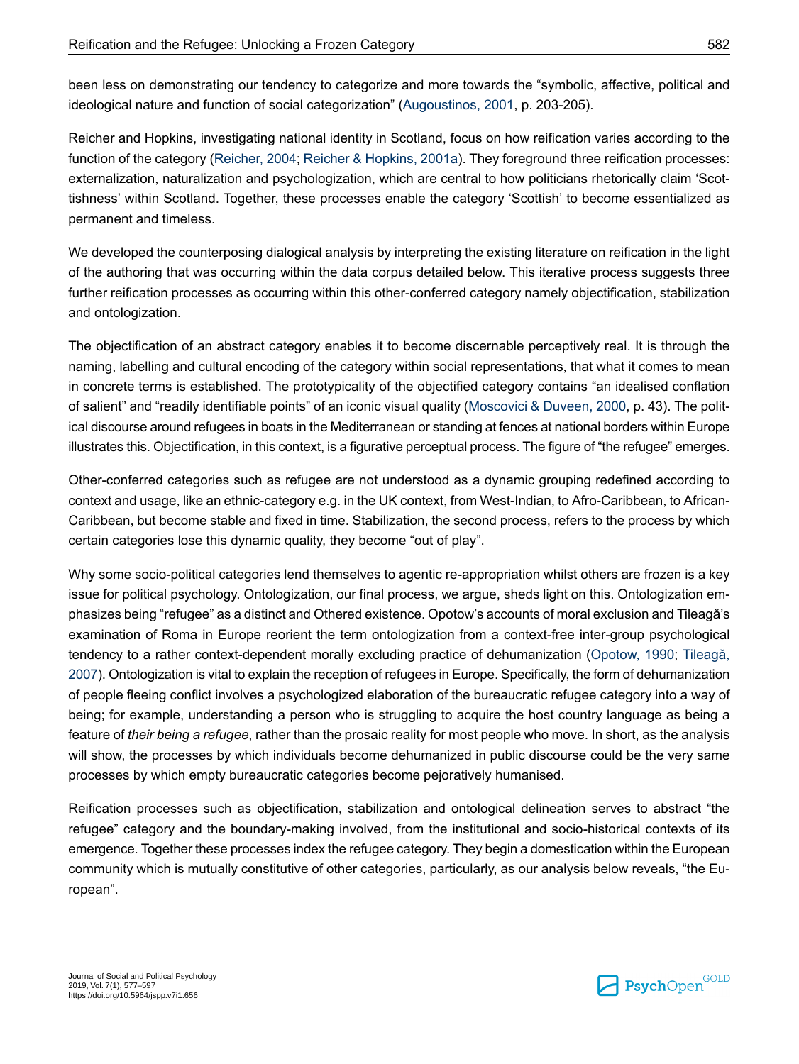been less on demonstrating our tendency to categorize and more towards the "symbolic, affective, political and ideological nature and function of social categorization" (Augoustinos, 2001, p. 203-205).

Reicher and Hopkins, investigating national identity in Scotland, focus on how reification varies according to the function of the category (Reicher, 2004; Reicher & Hopkins, 2001a). They foreground three reification processes: externalization, naturalization and psychologization, which are central to how politicians rhetorically claim 'Scottishness' within Scotland. Together, these processes enable the category 'Scottish' to become essentialized as permanent and timeless.

We developed the counterposing dialogical analysis by interpreting the existing literature on reification in the light of the authoring that was occurring within the data corpus detailed below. This iterative process suggests three further reification processes as occurring within this other-conferred category namely objectification, stabilization and ontologization.

The objectification of an abstract category enables it to become discernable perceptively real. It is through the naming, labelling and cultural encoding of the category within social representations, that what it comes to mean in concrete terms is established. The prototypicality of the objectified category contains "an idealised conflation of salient" and "readily identifiable points" of an iconic visual quality (Moscovici & Duveen, 2000, p. 43). The political discourse around refugees in boats in the Mediterranean or standing at fences at national borders within Europe illustrates this. Objectification, in this context, is a figurative perceptual process. The figure of "the refugee" emerges.

Other-conferred categories such as refugee are not understood as a dynamic grouping redefined according to context and usage, like an ethnic-category e.g. in the UK context, from West-Indian, to Afro-Caribbean, to African-Caribbean, but become stable and fixed in time. Stabilization, the second process, refers to the process by which certain categories lose this dynamic quality, they become "out of play".

Why some socio-political categories lend themselves to agentic re-appropriation whilst others are frozen is a key issue for political psychology. Ontologization, our final process, we argue, sheds light on this. Ontologization emphasizes being "refugee" as a distinct and Othered existence. Opotow's accounts of moral exclusion and Tileagă's examination of Roma in Europe reorient the term ontologization from a context-free inter-group psychological tendency to a rather context-dependent morally excluding practice of dehumanization (Opotow, 1990; Tileagă, 2007). Ontologization is vital to explain the reception of refugees in Europe. Specifically, the form of dehumanization of people fleeing conflict involves a psychologized elaboration of the bureaucratic refugee category into a way of being; for example, understanding a person who is struggling to acquire the host country language as being a feature of *their being a refugee*, rather than the prosaic reality for most people who move. In short, as the analysis will show, the processes by which individuals become dehumanized in public discourse could be the very same processes by which empty bureaucratic categories become pejoratively humanised.

Reification processes such as objectification, stabilization and ontological delineation serves to abstract "the refugee" category and the boundary-making involved, from the institutional and socio-historical contexts of its emergence. Together these processes index the refugee category. They begin a domestication within the European community which is mutually constitutive of other categories, particularly, as our analysis below reveals, "the European".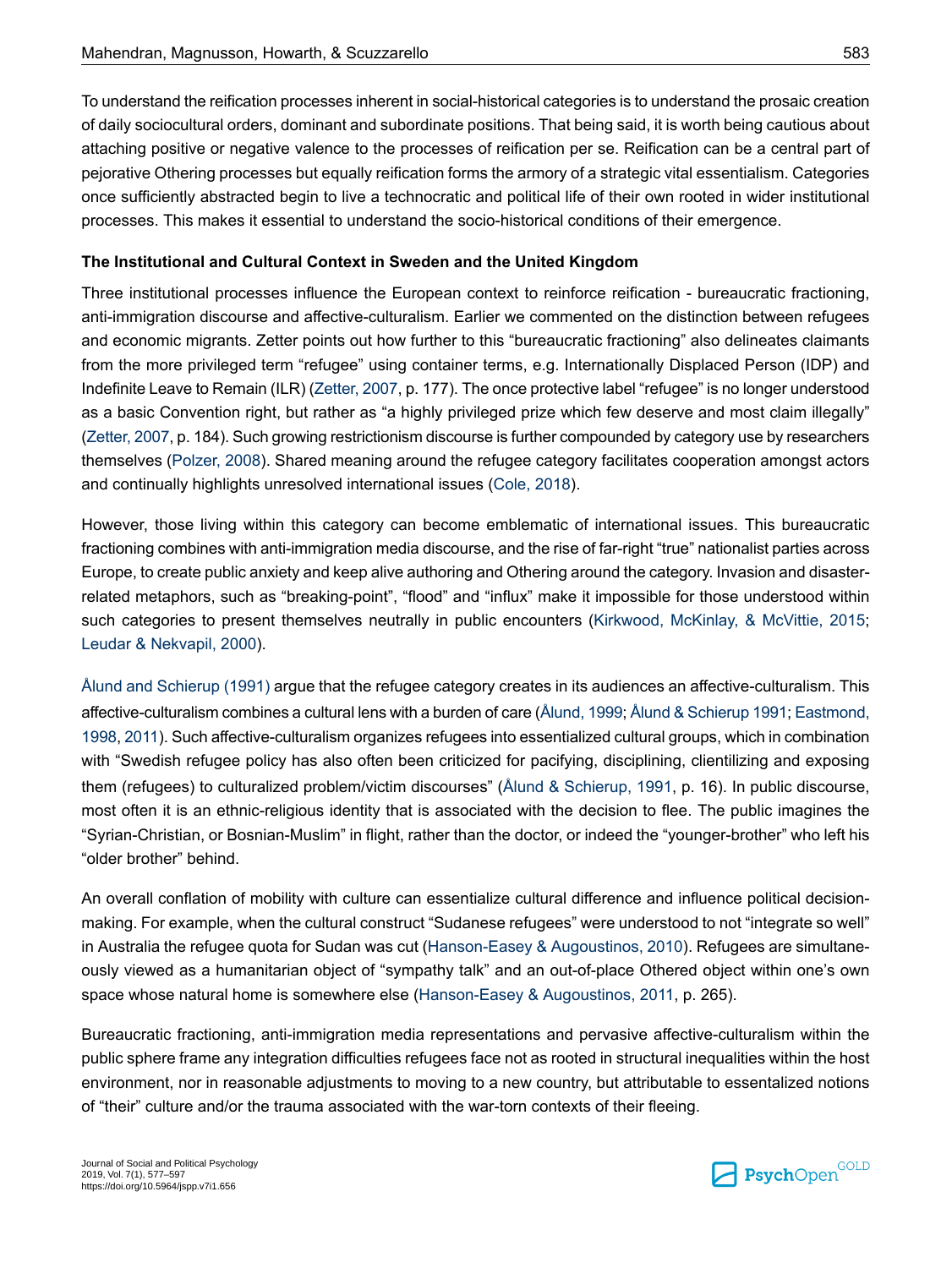To understand the reification processes inherent in social-historical categories is to understand the prosaic creation of daily sociocultural orders, dominant and subordinate positions. That being said, it is worth being cautious about attaching positive or negative valence to the processes of reification per se. Reification can be a central part of pejorative Othering processes but equally reification forms the armory of a strategic vital essentialism. Categories once sufficiently abstracted begin to live a technocratic and political life of their own rooted in wider institutional processes. This makes it essential to understand the socio-historical conditions of their emergence.

**The Institutional and Cultural Context in Sweden and the United Kingdom**

Three institutional processes influence the European context to reinforce reification - bureaucratic fractioning, anti-immigration discourse and affective-culturalism. Earlier we commented on the distinction between refugees and economic migrants. Zetter points out how further to this "bureaucratic fractioning" also delineates claimants from the more privileged term "refugee" using container terms, e.g. Internationally Displaced Person (IDP) and Indefinite Leave to Remain (ILR) (Zetter, 2007, p. 177). The once protective label "refugee" is no longer understood as a basic Convention right, but rather as "a highly privileged prize which few deserve and most claim illegally" (Zetter, 2007, p. 184). Such growing restrictionism discourse is further compounded by category use by researchers themselves (Polzer, 2008). Shared meaning around the refugee category facilitates cooperation amongst actors and continually highlights unresolved international issues (Cole, 2018).

However, those living within this category can become emblematic of international issues. This bureaucratic fractioning combines with anti-immigration media discourse, and the rise of far-right "true" nationalist parties across Europe, to create public anxiety and keep alive authoring and Othering around the category. Invasion and disaster-related metaphors, such as "breaking-point", "flood" and "influx" make it impossible for those understood within such categories to present themselves neutrally in public encounters (Kirkwood, McKinlay, & McVittie, 2015; Leudar & Nekvapil, 2000).

Ålund and Schierup (1991) argue that the refugee category creates in its audiences an affective-culturalism. This affective-culturalism combines a cultural lens with a burden of care (Ålund, 1999; Ålund & Schierup 1991; Eastmond, 1998, 2011). Such affective-culturalism organizes refugees into essentialized cultural groups, which in combination with "Swedish refugee policy has also often been criticized for pacifying, disciplining, clientilizing and exposing them (refugees) to culturalized problem/victim discourses" (Ålund & Schierup, 1991, p. 16). In public discourse, most often it is an ethnic-religious identity that is associated with the decision to flee. The public imagines the "Syrian-Christian, or Bosnian-Muslim" in flight, rather than the doctor, or indeed the "younger-brother" who left his "older brother" behind.

An overall conflation of mobility with culture can essentialize cultural difference and influence political decision-making. For example, when the cultural construct "Sudanese refugees" were understood to not "integrate so well" in Australia the refugee quota for Sudan was cut (Hanson-Easey & Augoustinos, 2010). Refugees are simultaneously viewed as a humanitarian object of "sympathy talk" and an out-of-place Othered object within one's own space whose natural home is somewhere else (Hanson-Easey & Augoustinos, 2011, p. 265).

Bureaucratic fractioning, anti-immigration media representations and pervasive affective-culturalism within the public sphere frame any integration difficulties refugees face not as rooted in structural inequalities within the host environment, nor in reasonable adjustments to moving to a new country, but attributable to essentalized notions of "their" culture and/or the trauma associated with the war-torn contexts of their fleeing.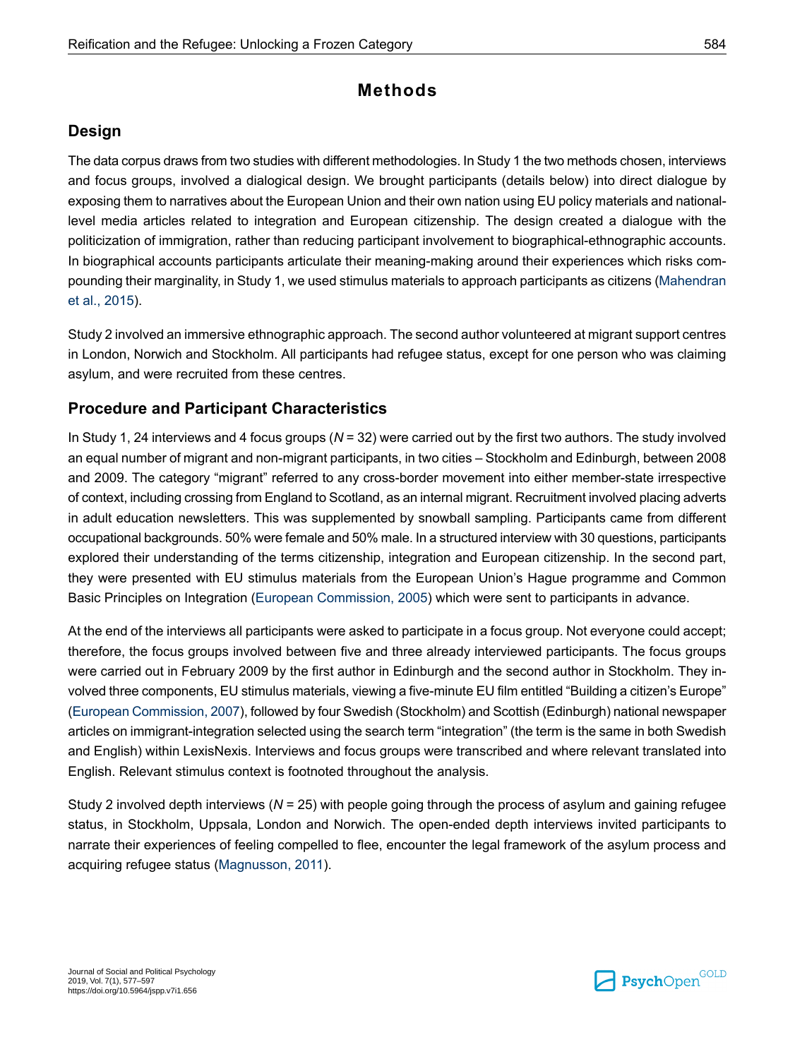# Methods

## Design

The data corpus draws from two studies with different methodologies. In Study 1 the two methods chosen, interviews and focus groups, involved a dialogical design. We brought participants (details below) into direct dialogue by exposing them to narratives about the European Union and their own nation using EU policy materials and national-level media articles related to integration and European citizenship. The design created a dialogue with the politicization of immigration, rather than reducing participant involvement to biographical-ethnographic accounts. In biographical accounts participants articulate their meaning-making around their experiences which risks compounding their marginality, in Study 1, we used stimulus materials to approach participants as citizens (Mahendran et al., 2015).

Study 2 involved an immersive ethnographic approach. The second author volunteered at migrant support centres in London, Norwich and Stockholm. All participants had refugee status, except for one person who was claiming asylum, and were recruited from these centres.

## Procedure and Participant Characteristics

In Study 1, 24 interviews and 4 focus groups (*N* = 32) were carried out by the first two authors. The study involved an equal number of migrant and non-migrant participants, in two cities – Stockholm and Edinburgh, between 2008 and 2009. The category "migrant" referred to any cross-border movement into either member-state irrespective of context, including crossing from England to Scotland, as an internal migrant. Recruitment involved placing adverts in adult education newsletters. This was supplemented by snowball sampling. Participants came from different occupational backgrounds. 50% were female and 50% male. In a structured interview with 30 questions, participants explored their understanding of the terms citizenship, integration and European citizenship. In the second part, they were presented with EU stimulus materials from the European Union's Hague programme and Common Basic Principles on Integration (European Commission, 2005) which were sent to participants in advance.

At the end of the interviews all participants were asked to participate in a focus group. Not everyone could accept; therefore, the focus groups involved between five and three already interviewed participants. The focus groups were carried out in February 2009 by the first author in Edinburgh and the second author in Stockholm. They involved three components, EU stimulus materials, viewing a five-minute EU film entitled "Building a citizen's Europe" (European Commission, 2007), followed by four Swedish (Stockholm) and Scottish (Edinburgh) national newspaper articles on immigrant-integration selected using the search term "integration" (the term is the same in both Swedish and English) within LexisNexis. Interviews and focus groups were transcribed and where relevant translated into English. Relevant stimulus context is footnoted throughout the analysis.

Study 2 involved depth interviews (*N* = 25) with people going through the process of asylum and gaining refugee status, in Stockholm, Uppsala, London and Norwich. The open-ended depth interviews invited participants to narrate their experiences of feeling compelled to flee, encounter the legal framework of the asylum process and acquiring refugee status (Magnusson, 2011).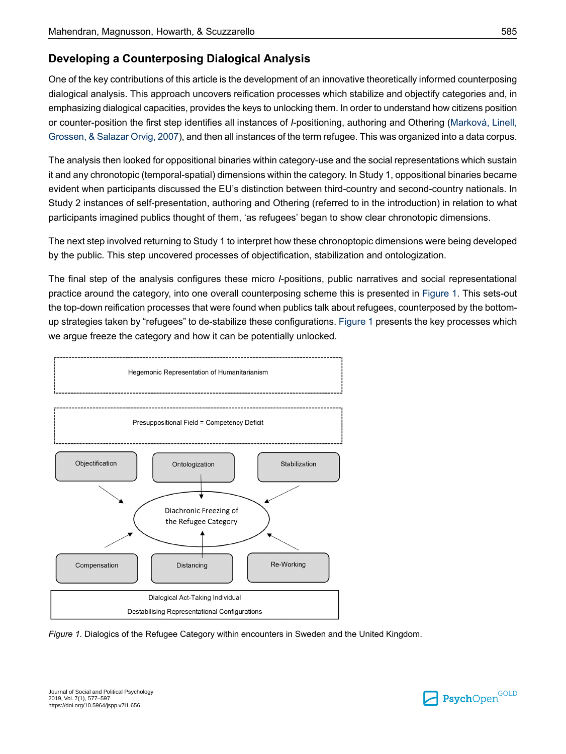## Developing a Counterposing Dialogical Analysis

One of the key contributions of this article is the development of an innovative theoretically informed counterposing dialogical analysis. This approach uncovers reification processes which stabilize and objectify categories and, in emphasizing dialogical capacities, provides the keys to unlocking them. In order to understand how citizens position or counter-position the first step identifies all instances of *I*-positioning, authoring and Othering (Marková, Linell, Grossen, & Salazar Orvig, 2007), and then all instances of the term refugee. This was organized into a data corpus.

The analysis then looked for oppositional binaries within category-use and the social representations which sustain it and any chronotopic (temporal-spatial) dimensions within the category. In Study 1, oppositional binaries became evident when participants discussed the EU's distinction between third-country and second-country nationals. In Study 2 instances of self-presentation, authoring and Othering (referred to in the introduction) in relation to what participants imagined publics thought of them, 'as refugees' began to show clear chronotopic dimensions.

The next step involved returning to Study 1 to interpret how these chronoptopic dimensions were being developed by the public. This step uncovered processes of objectification, stabilization and ontologization.

The final step of the analysis configures these micro *I*-positions, public narratives and social representational practice around the category, into one overall counterposing scheme this is presented in Figure 1. This sets-out the top-down reification processes that were found when publics talk about refugees, counterposed by the bottom-up strategies taken by "refugees" to de-stabilize these configurations. Figure 1 presents the key processes which we argue freeze the category and how it can be potentially unlocked.

Hegemonic Representation of Humanitarianism

Presuppositional Field = Competency Deficit

Objectification | Ontologization | Stabilization

Diachronic Freezing of the Refugee Category

Compensation | Distancing | Re-Working

Dialogical Act-Taking Individual

Destabilising Representational Configurations

*Figure 1.* Dialogics of the Refugee Category within encounters in Sweden and the United Kingdom.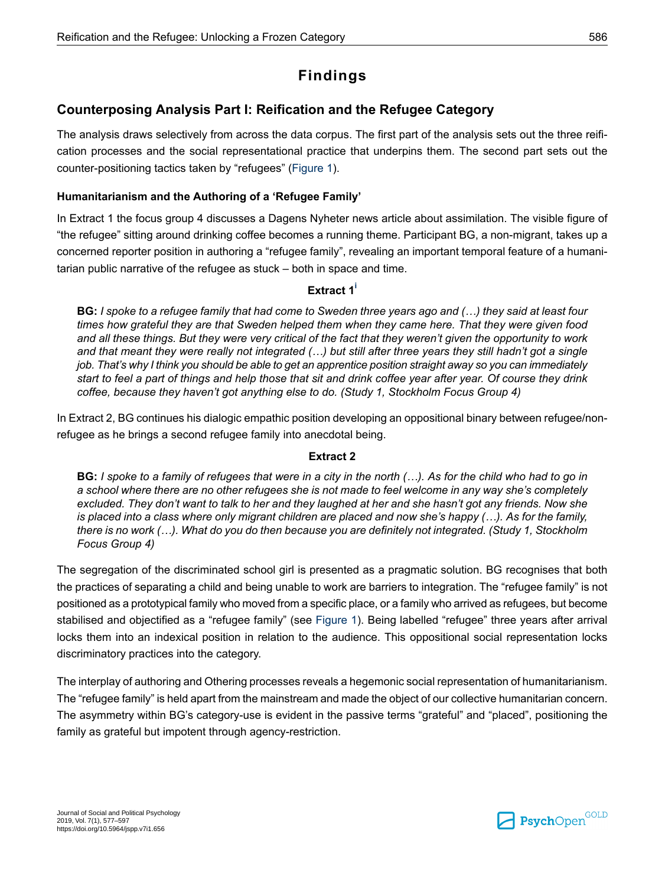# Findings

## Counterposing Analysis Part I: Reification and the Refugee Category

The analysis draws selectively from across the data corpus. The first part of the analysis sets out the three reification processes and the social representational practice that underpins them. The second part sets out the counter-positioning tactics taken by "refugees" (Figure 1).

### Humanitarianism and the Authoring of a 'Refugee Family'

In Extract 1 the focus group 4 discusses a Dagens Nyheter news article about assimilation. The visible figure of "the refugee" sitting around drinking coffee becomes a running theme. Participant BG, a non-migrant, takes up a concerned reporter position in authoring a "refugee family", revealing an important temporal feature of a humanitarian public narrative of the refugee as stuck – both in space and time.

**Extract 1**[i]

> **BG:** *I spoke to a refugee family that had come to Sweden three years ago and (…) they said at least four times how grateful they are that Sweden helped them when they came here. That they were given food and all these things. But they were very critical of the fact that they weren't given the opportunity to work and that meant they were really not integrated (…) but still after three years they still hadn't got a single job. That's why I think you should be able to get an apprentice position straight away so you can immediately start to feel a part of things and help those that sit and drink coffee year after year. Of course they drink coffee, because they haven't got anything else to do. (Study 1, Stockholm Focus Group 4)*

In Extract 2, BG continues his dialogic empathic position developing an oppositional binary between refugee/non-refugee as he brings a second refugee family into anecdotal being.

**Extract 2**

> **BG:** *I spoke to a family of refugees that were in a city in the north (…). As for the child who had to go in a school where there are no other refugees she is not made to feel welcome in any way she's completely excluded. They don't want to talk to her and they laughed at her and she hasn't got any friends. Now she is placed into a class where only migrant children are placed and now she's happy (…). As for the family, there is no work (…). What do you do then because you are definitely not integrated. (Study 1, Stockholm Focus Group 4)*

The segregation of the discriminated school girl is presented as a pragmatic solution. BG recognises that both the practices of separating a child and being unable to work are barriers to integration. The "refugee family" is not positioned as a prototypical family who moved from a specific place, or a family who arrived as refugees, but become stabilised and objectified as a "refugee family" (see Figure 1). Being labelled "refugee" three years after arrival locks them into an indexical position in relation to the audience. This oppositional social representation locks discriminatory practices into the category.

The interplay of authoring and Othering processes reveals a hegemonic social representation of humanitarianism. The "refugee family" is held apart from the mainstream and made the object of our collective humanitarian concern. The asymmetry within BG's category-use is evident in the passive terms "grateful" and "placed", positioning the family as grateful but impotent through agency-restriction.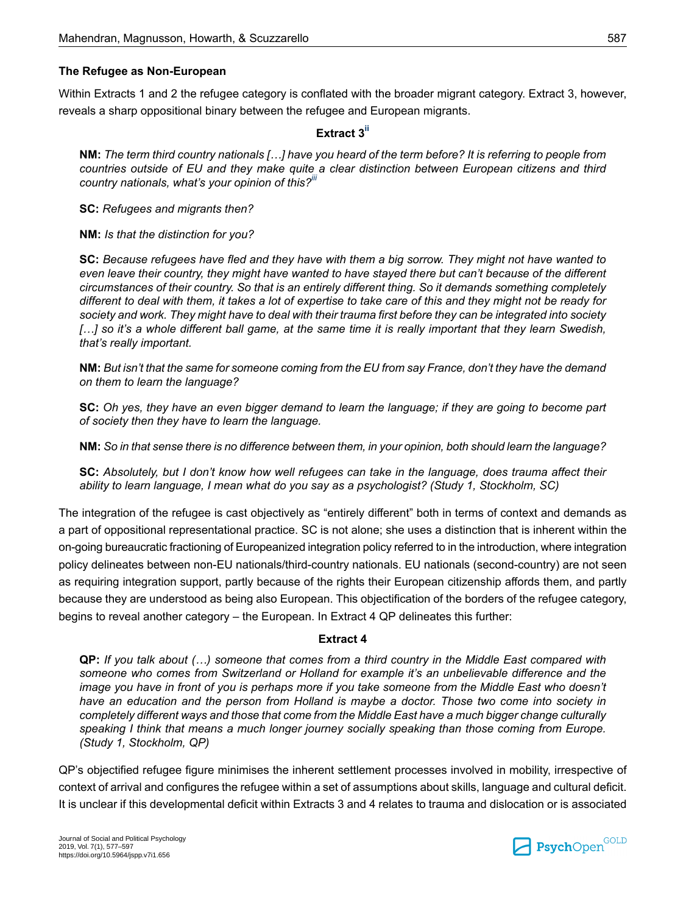### The Refugee as Non-European

Within Extracts 1 and 2 the refugee category is conflated with the broader migrant category. Extract 3, however, reveals a sharp oppositional binary between the refugee and European migrants.

**Extract 3[ii]**

> **NM:** *The term third country nationals […] have you heard of the term before? It is referring to people from countries outside of EU and they make quite a clear distinction between European citizens and third country nationals, what's your opinion of this?[iii]*
>
> **SC:** *Refugees and migrants then?*
>
> **NM:** *Is that the distinction for you?*
>
> **SC:** *Because refugees have fled and they have with them a big sorrow. They might not have wanted to even leave their country, they might have wanted to have stayed there but can't because of the different circumstances of their country. So that is an entirely different thing. So it demands something completely different to deal with them, it takes a lot of expertise to take care of this and they might not be ready for society and work. They might have to deal with their trauma first before they can be integrated into society […] so it's a whole different ball game, at the same time it is really important that they learn Swedish, that's really important.*
>
> **NM:** *But isn't that the same for someone coming from the EU from say France, don't they have the demand on them to learn the language?*
>
> **SC:** *Oh yes, they have an even bigger demand to learn the language; if they are going to become part of society then they have to learn the language.*
>
> **NM:** *So in that sense there is no difference between them, in your opinion, both should learn the language?*
>
> **SC:** *Absolutely, but I don't know how well refugees can take in the language, does trauma affect their ability to learn language, I mean what do you say as a psychologist? (Study 1, Stockholm, SC)*

The integration of the refugee is cast objectively as "entirely different" both in terms of context and demands as a part of oppositional representational practice. SC is not alone; she uses a distinction that is inherent within the on-going bureaucratic fractioning of Europeanized integration policy referred to in the introduction, where integration policy delineates between non-EU nationals/third-country nationals. EU nationals (second-country) are not seen as requiring integration support, partly because of the rights their European citizenship affords them, and partly because they are understood as being also European. This objectification of the borders of the refugee category, begins to reveal another category – the European. In Extract 4 QP delineates this further:

**Extract 4**

> **QP:** *If you talk about (…) someone that comes from a third country in the Middle East compared with someone who comes from Switzerland or Holland for example it's an unbelievable difference and the image you have in front of you is perhaps more if you take someone from the Middle East who doesn't have an education and the person from Holland is maybe a doctor. Those two come into society in completely different ways and those that come from the Middle East have a much bigger change culturally speaking I think that means a much longer journey socially speaking than those coming from Europe. (Study 1, Stockholm, QP)*

QP's objectified refugee figure minimises the inherent settlement processes involved in mobility, irrespective of context of arrival and configures the refugee within a set of assumptions about skills, language and cultural deficit. It is unclear if this developmental deficit within Extracts 3 and 4 relates to trauma and dislocation or is associated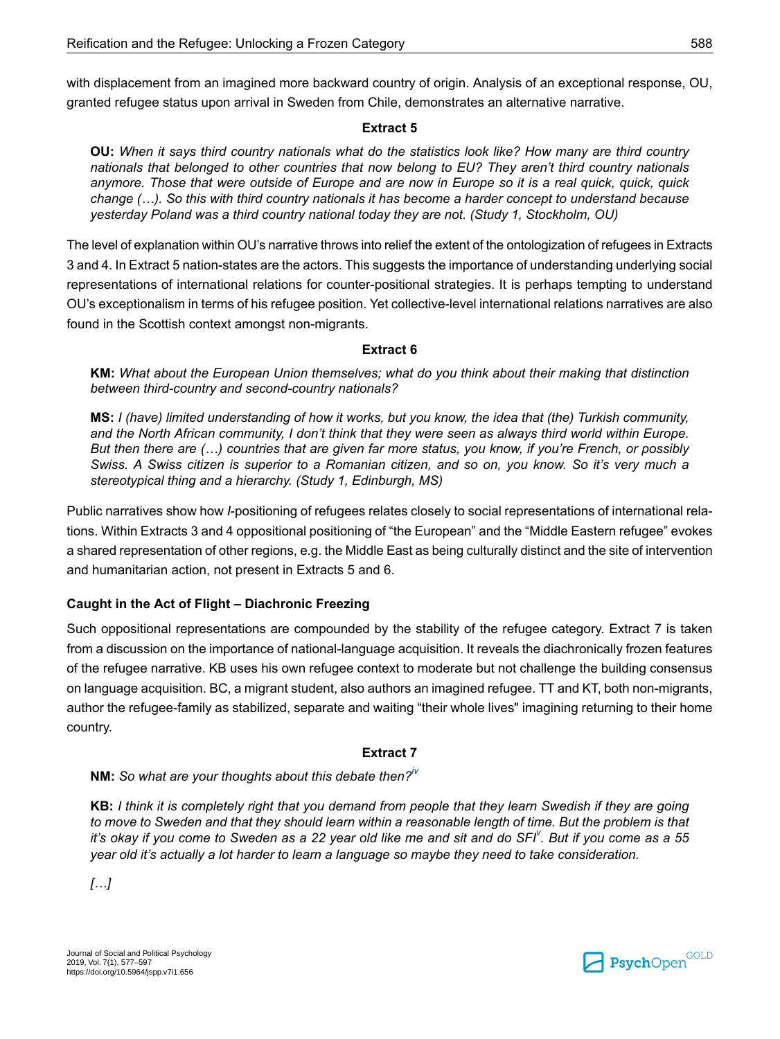with displacement from an imagined more backward country of origin. Analysis of an exceptional response, OU, granted refugee status upon arrival in Sweden from Chile, demonstrates an alternative narrative.

**Extract 5**

> **OU:** *When it says third country nationals what do the statistics look like? How many are third country nationals that belonged to other countries that now belong to EU? They aren't third country nationals anymore. Those that were outside of Europe and are now in Europe so it is a real quick, quick, quick change (…). So this with third country nationals it has become a harder concept to understand because yesterday Poland was a third country national today they are not. (Study 1, Stockholm, OU)*

The level of explanation within OU's narrative throws into relief the extent of the ontologization of refugees in Extracts 3 and 4. In Extract 5 nation-states are the actors. This suggests the importance of understanding underlying social representations of international relations for counter-positional strategies. It is perhaps tempting to understand OU's exceptionalism in terms of his refugee position. Yet collective-level international relations narratives are also found in the Scottish context amongst non-migrants.

**Extract 6**

> **KM:** *What about the European Union themselves; what do you think about their making that distinction between third-country and second-country nationals?*
>
> **MS:** *I (have) limited understanding of how it works, but you know, the idea that (the) Turkish community, and the North African community, I don't think that they were seen as always third world within Europe. But then there are (…) countries that are given far more status, you know, if you're French, or possibly Swiss. A Swiss citizen is superior to a Romanian citizen, and so on, you know. So it's very much a stereotypical thing and a hierarchy. (Study 1, Edinburgh, MS)*

Public narratives show how *I*-positioning of refugees relates closely to social representations of international relations. Within Extracts 3 and 4 oppositional positioning of "the European" and the "Middle Eastern refugee" evokes a shared representation of other regions, e.g. the Middle East as being culturally distinct and the site of intervention and humanitarian action, not present in Extracts 5 and 6.

### Caught in the Act of Flight – Diachronic Freezing

Such oppositional representations are compounded by the stability of the refugee category. Extract 7 is taken from a discussion on the importance of national-language acquisition. It reveals the diachronically frozen features of the refugee narrative. KB uses his own refugee context to moderate but not challenge the building consensus on language acquisition. BC, a migrant student, also authors an imagined refugee. TT and KT, both non-migrants, author the refugee-family as stabilized, separate and waiting "their whole lives" imagining returning to their home country.

**Extract 7**

> **NM:** *So what are your thoughts about this debate then?*[iv]
>
> **KB:** *I think it is completely right that you demand from people that they learn Swedish if they are going to move to Sweden and that they should learn within a reasonable length of time. But the problem is that it's okay if you come to Sweden as a 22 year old like me and sit and do SFI*[v]*. But if you come as a 55 year old it's actually a lot harder to learn a language so maybe they need to take consideration.*
>
> *[…]*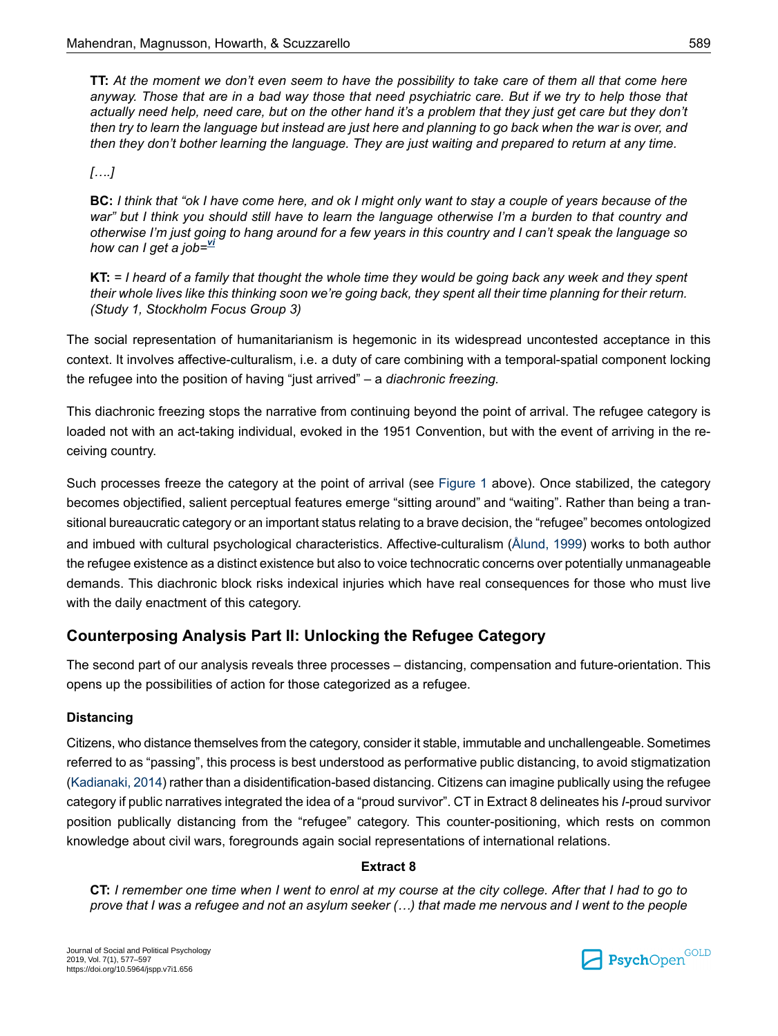**TT:** *At the moment we don't even seem to have the possibility to take care of them all that come here anyway. Those that are in a bad way those that need psychiatric care. But if we try to help those that actually need help, need care, but on the other hand it's a problem that they just get care but they don't then try to learn the language but instead are just here and planning to go back when the war is over, and then they don't bother learning the language. They are just waiting and prepared to return at any time.*

*[….]*

**BC:** *I think that "ok I have come here, and ok I might only want to stay a couple of years because of the war" but I think you should still have to learn the language otherwise I'm a burden to that country and otherwise I'm just going to hang around for a few years in this country and I can't speak the language so how can I get a job=*[vi]

**KT:** *= I heard of a family that thought the whole time they would be going back any week and they spent their whole lives like this thinking soon we're going back, they spent all their time planning for their return. (Study 1, Stockholm Focus Group 3)*

The social representation of humanitarianism is hegemonic in its widespread uncontested acceptance in this context. It involves affective-culturalism, i.e. a duty of care combining with a temporal-spatial component locking the refugee into the position of having "just arrived" – a *diachronic freezing*.

This diachronic freezing stops the narrative from continuing beyond the point of arrival. The refugee category is loaded not with an act-taking individual, evoked in the 1951 Convention, but with the event of arriving in the receiving country.

Such processes freeze the category at the point of arrival (see Figure 1 above). Once stabilized, the category becomes objectified, salient perceptual features emerge "sitting around" and "waiting". Rather than being a transitional bureaucratic category or an important status relating to a brave decision, the "refugee" becomes ontologized and imbued with cultural psychological characteristics. Affective-culturalism (Ålund, 1999) works to both author the refugee existence as a distinct existence but also to voice technocratic concerns over potentially unmanageable demands. This diachronic block risks indexical injuries which have real consequences for those who must live with the daily enactment of this category.

## Counterposing Analysis Part II: Unlocking the Refugee Category

The second part of our analysis reveals three processes – distancing, compensation and future-orientation. This opens up the possibilities of action for those categorized as a refugee.

### Distancing

Citizens, who distance themselves from the category, consider it stable, immutable and unchallengeable. Sometimes referred to as "passing", this process is best understood as performative public distancing, to avoid stigmatization (Kadianaki, 2014) rather than a disidentification-based distancing. Citizens can imagine publically using the refugee category if public narratives integrated the idea of a "proud survivor". CT in Extract 8 delineates his *I*-proud survivor position publically distancing from the "refugee" category. This counter-positioning, which rests on common knowledge about civil wars, foregrounds again social representations of international relations.

**Extract 8**

**CT:** *I remember one time when I went to enrol at my course at the city college. After that I had to go to prove that I was a refugee and not an asylum seeker (…) that made me nervous and I went to the people*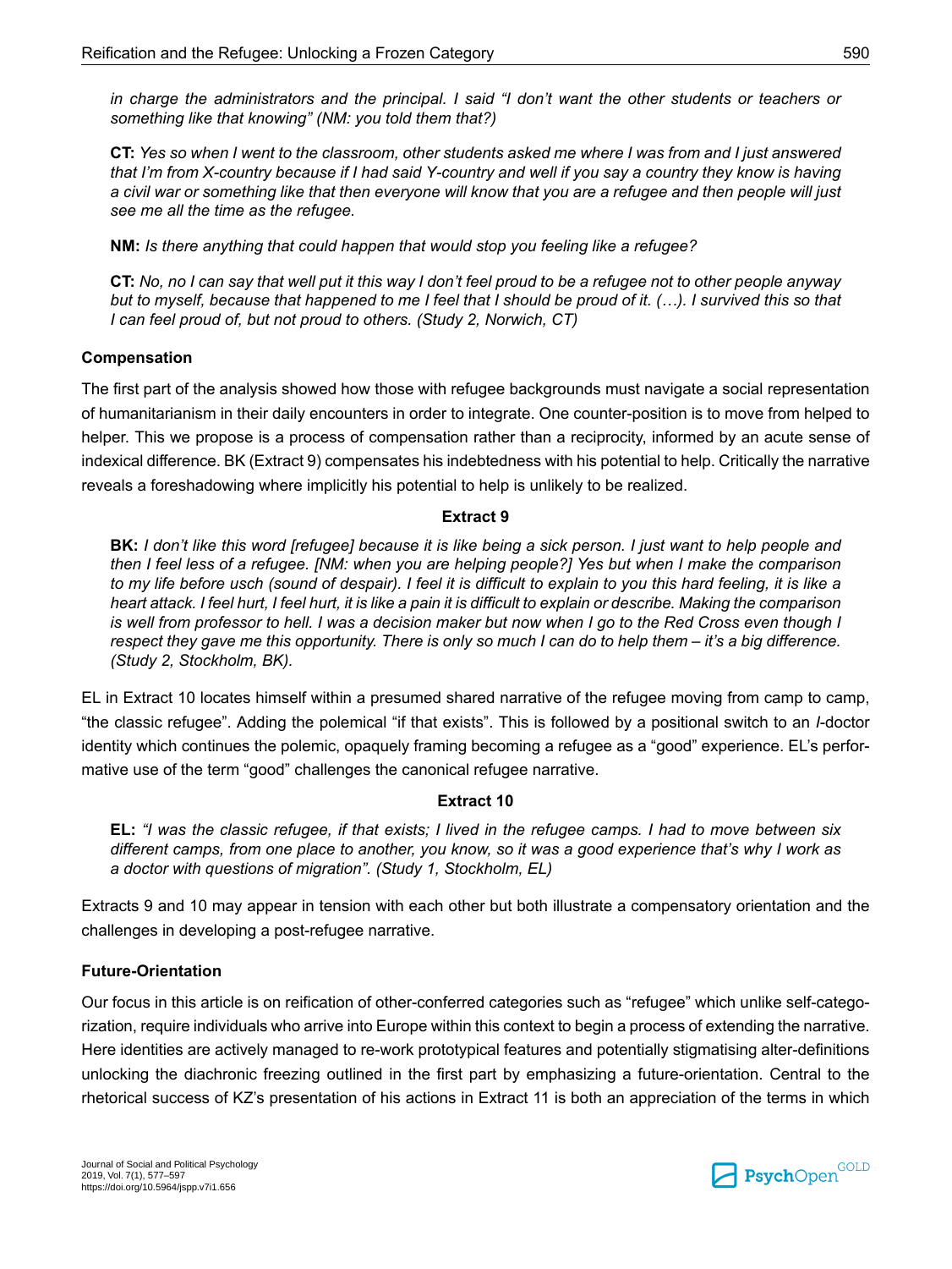*in charge the administrators and the principal. I said "I don't want the other students or teachers or something like that knowing" (NM: you told them that?)*

**CT:** *Yes so when I went to the classroom, other students asked me where I was from and I just answered that I'm from X-country because if I had said Y-country and well if you say a country they know is having a civil war or something like that then everyone will know that you are a refugee and then people will just see me all the time as the refugee.*

**NM:** *Is there anything that could happen that would stop you feeling like a refugee?*

**CT:** *No, no I can say that well put it this way I don't feel proud to be a refugee not to other people anyway but to myself, because that happened to me I feel that I should be proud of it. (…). I survived this so that I can feel proud of, but not proud to others. (Study 2, Norwich, CT)*

### Compensation

The first part of the analysis showed how those with refugee backgrounds must navigate a social representation of humanitarianism in their daily encounters in order to integrate. One counter-position is to move from helped to helper. This we propose is a process of compensation rather than a reciprocity, informed by an acute sense of indexical difference. BK (Extract 9) compensates his indebtedness with his potential to help. Critically the narrative reveals a foreshadowing where implicitly his potential to help is unlikely to be realized.

**Extract 9**

**BK:** *I don't like this word [refugee] because it is like being a sick person. I just want to help people and then I feel less of a refugee. [NM: when you are helping people?] Yes but when I make the comparison to my life before usch (sound of despair). I feel it is difficult to explain to you this hard feeling, it is like a heart attack. I feel hurt, I feel hurt, it is like a pain it is difficult to explain or describe. Making the comparison is well from professor to hell. I was a decision maker but now when I go to the Red Cross even though I respect they gave me this opportunity. There is only so much I can do to help them – it's a big difference. (Study 2, Stockholm, BK).*

EL in Extract 10 locates himself within a presumed shared narrative of the refugee moving from camp to camp, "the classic refugee". Adding the polemical "if that exists". This is followed by a positional switch to an *I*-doctor identity which continues the polemic, opaquely framing becoming a refugee as a "good" experience. EL's performative use of the term "good" challenges the canonical refugee narrative.

**Extract 10**

**EL:** *"I was the classic refugee, if that exists; I lived in the refugee camps. I had to move between six different camps, from one place to another, you know, so it was a good experience that's why I work as a doctor with questions of migration". (Study 1, Stockholm, EL)*

Extracts 9 and 10 may appear in tension with each other but both illustrate a compensatory orientation and the challenges in developing a post-refugee narrative.

### Future-Orientation

Our focus in this article is on reification of other-conferred categories such as "refugee" which unlike self-categorization, require individuals who arrive into Europe within this context to begin a process of extending the narrative. Here identities are actively managed to re-work prototypical features and potentially stigmatising alter-definitions unlocking the diachronic freezing outlined in the first part by emphasizing a future-orientation. Central to the rhetorical success of KZ's presentation of his actions in Extract 11 is both an appreciation of the terms in which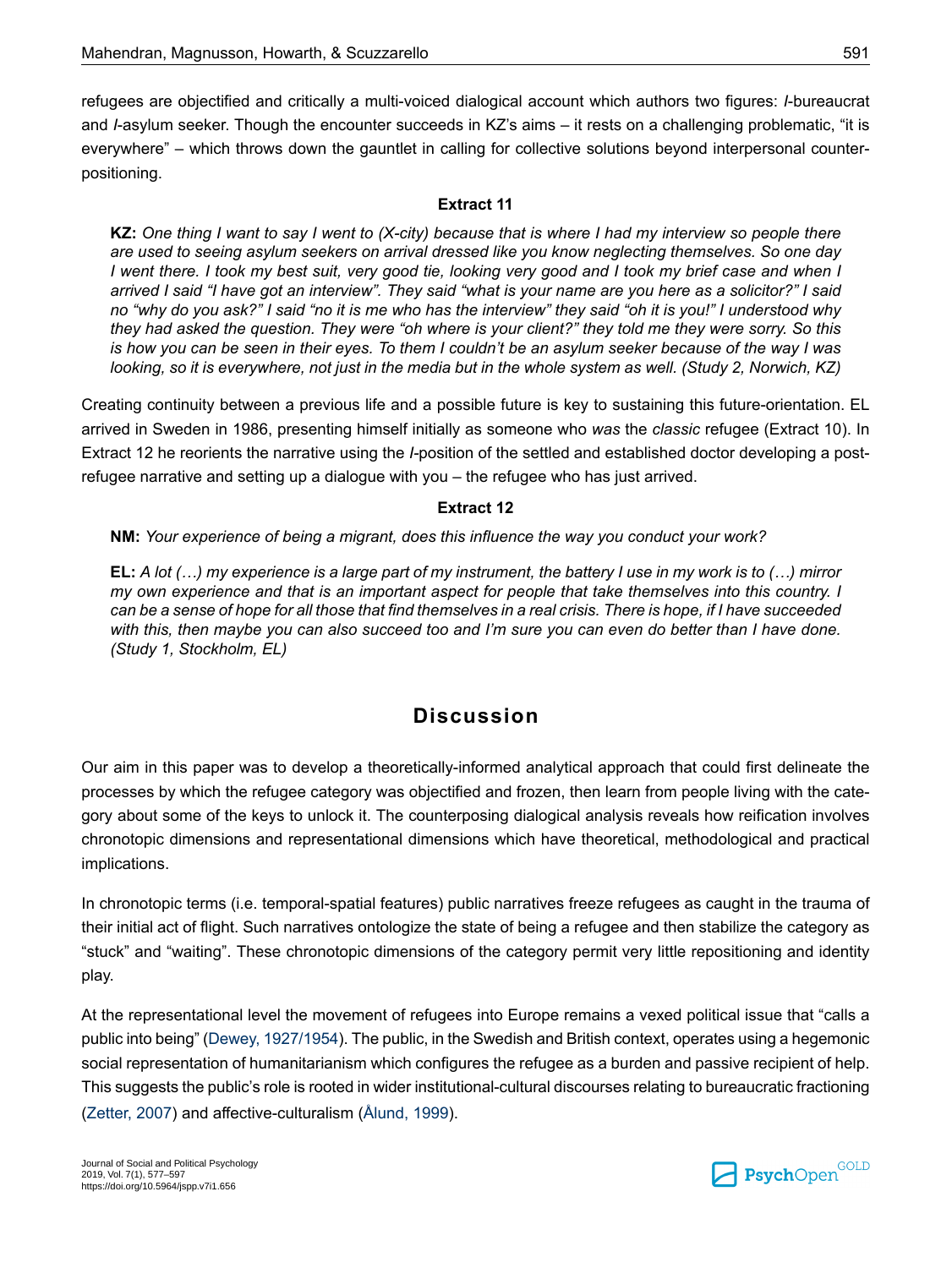refugees are objectified and critically a multi-voiced dialogical account which authors two figures: *I*-bureaucrat and *I*-asylum seeker. Though the encounter succeeds in KZ's aims – it rests on a challenging problematic, "it is everywhere" – which throws down the gauntlet in calling for collective solutions beyond interpersonal counter-positioning.

**Extract 11**

**KZ:** *One thing I want to say I went to (X-city) because that is where I had my interview so people there are used to seeing asylum seekers on arrival dressed like you know neglecting themselves. So one day I went there. I took my best suit, very good tie, looking very good and I took my brief case and when I arrived I said "I have got an interview". They said "what is your name are you here as a solicitor?" I said no "why do you ask?" I said "no it is me who has the interview" they said "oh it is you!" I understood why they had asked the question. They were "oh where is your client?" they told me they were sorry. So this is how you can be seen in their eyes. To them I couldn't be an asylum seeker because of the way I was looking, so it is everywhere, not just in the media but in the whole system as well. (Study 2, Norwich, KZ)*

Creating continuity between a previous life and a possible future is key to sustaining this future-orientation. EL arrived in Sweden in 1986, presenting himself initially as someone who *was* the *classic* refugee (Extract 10). In Extract 12 he reorients the narrative using the *I*-position of the settled and established doctor developing a post-refugee narrative and setting up a dialogue with you – the refugee who has just arrived.

**Extract 12**

**NM:** *Your experience of being a migrant, does this influence the way you conduct your work?*

**EL:** *A lot (…) my experience is a large part of my instrument, the battery I use in my work is to (…) mirror my own experience and that is an important aspect for people that take themselves into this country. I can be a sense of hope for all those that find themselves in a real crisis. There is hope, if I have succeeded with this, then maybe you can also succeed too and I'm sure you can even do better than I have done. (Study 1, Stockholm, EL)*

## Discussion

Our aim in this paper was to develop a theoretically-informed analytical approach that could first delineate the processes by which the refugee category was objectified and frozen, then learn from people living with the category about some of the keys to unlock it. The counterposing dialogical analysis reveals how reification involves chronotopic dimensions and representational dimensions which have theoretical, methodological and practical implications.

In chronotopic terms (i.e. temporal-spatial features) public narratives freeze refugees as caught in the trauma of their initial act of flight. Such narratives ontologize the state of being a refugee and then stabilize the category as "stuck" and "waiting". These chronotopic dimensions of the category permit very little repositioning and identity play.

At the representational level the movement of refugees into Europe remains a vexed political issue that "calls a public into being" (Dewey, 1927/1954). The public, in the Swedish and British context, operates using a hegemonic social representation of humanitarianism which configures the refugee as a burden and passive recipient of help. This suggests the public's role is rooted in wider institutional-cultural discourses relating to bureaucratic fractioning (Zetter, 2007) and affective-culturalism (Ålund, 1999).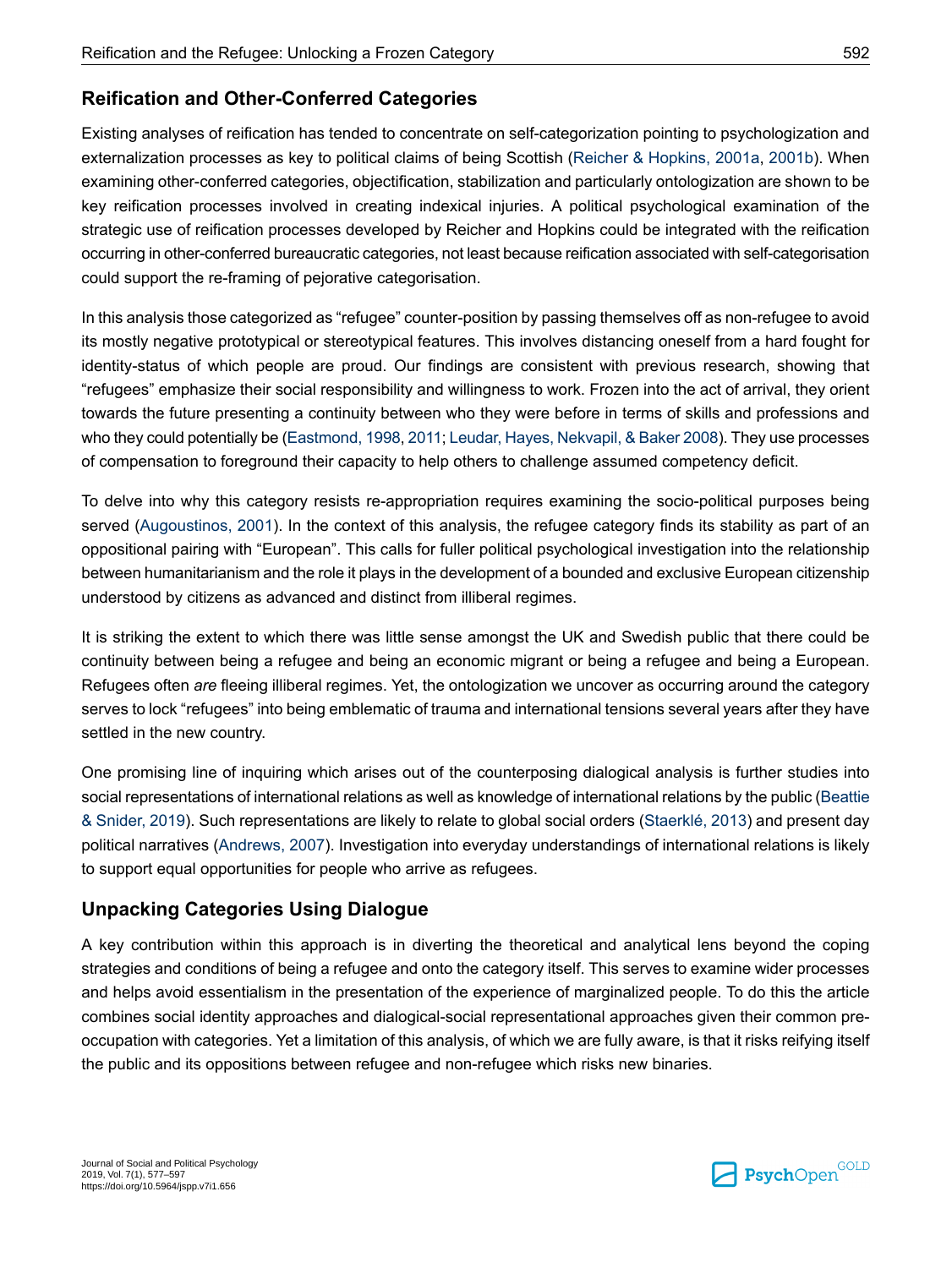## Reification and Other-Conferred Categories

Existing analyses of reification has tended to concentrate on self-categorization pointing to psychologization and externalization processes as key to political claims of being Scottish (Reicher & Hopkins, 2001a, 2001b). When examining other-conferred categories, objectification, stabilization and particularly ontologization are shown to be key reification processes involved in creating indexical injuries. A political psychological examination of the strategic use of reification processes developed by Reicher and Hopkins could be integrated with the reification occurring in other-conferred bureaucratic categories, not least because reification associated with self-categorisation could support the re-framing of pejorative categorisation.

In this analysis those categorized as "refugee" counter-position by passing themselves off as non-refugee to avoid its mostly negative prototypical or stereotypical features. This involves distancing oneself from a hard fought for identity-status of which people are proud. Our findings are consistent with previous research, showing that "refugees" emphasize their social responsibility and willingness to work. Frozen into the act of arrival, they orient towards the future presenting a continuity between who they were before in terms of skills and professions and who they could potentially be (Eastmond, 1998, 2011; Leudar, Hayes, Nekvapil, & Baker 2008). They use processes of compensation to foreground their capacity to help others to challenge assumed competency deficit.

To delve into why this category resists re-appropriation requires examining the socio-political purposes being served (Augoustinos, 2001). In the context of this analysis, the refugee category finds its stability as part of an oppositional pairing with "European". This calls for fuller political psychological investigation into the relationship between humanitarianism and the role it plays in the development of a bounded and exclusive European citizenship understood by citizens as advanced and distinct from illiberal regimes.

It is striking the extent to which there was little sense amongst the UK and Swedish public that there could be continuity between being a refugee and being an economic migrant or being a refugee and being a European. Refugees often *are* fleeing illiberal regimes. Yet, the ontologization we uncover as occurring around the category serves to lock "refugees" into being emblematic of trauma and international tensions several years after they have settled in the new country.

One promising line of inquiring which arises out of the counterposing dialogical analysis is further studies into social representations of international relations as well as knowledge of international relations by the public (Beattie & Snider, 2019). Such representations are likely to relate to global social orders (Staerklé, 2013) and present day political narratives (Andrews, 2007). Investigation into everyday understandings of international relations is likely to support equal opportunities for people who arrive as refugees.

## Unpacking Categories Using Dialogue

A key contribution within this approach is in diverting the theoretical and analytical lens beyond the coping strategies and conditions of being a refugee and onto the category itself. This serves to examine wider processes and helps avoid essentialism in the presentation of the experience of marginalized people. To do this the article combines social identity approaches and dialogical-social representational approaches given their common pre-occupation with categories. Yet a limitation of this analysis, of which we are fully aware, is that it risks reifying itself the public and its oppositions between refugee and non-refugee which risks new binaries.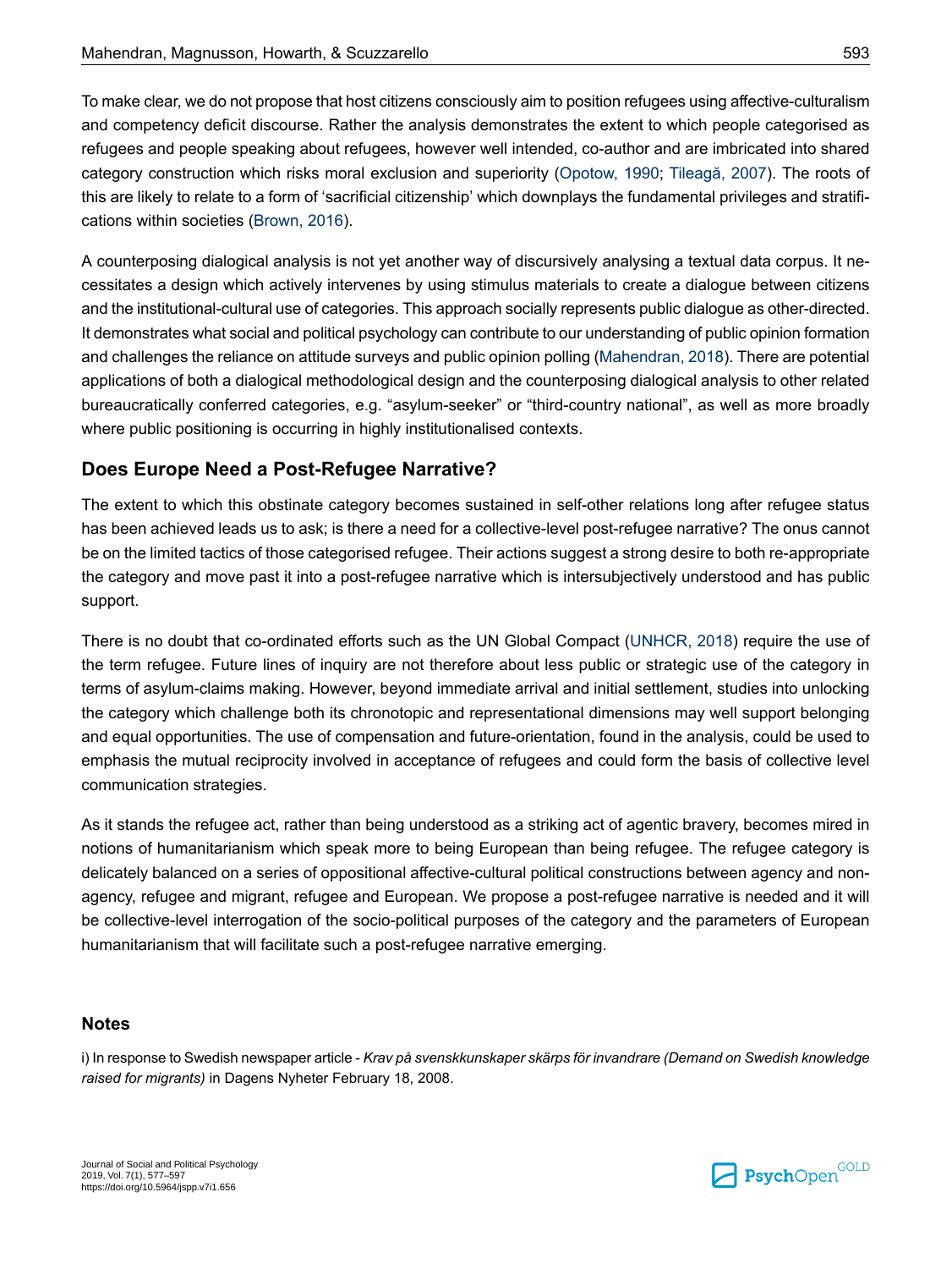To make clear, we do not propose that host citizens consciously aim to position refugees using affective-culturalism and competency deficit discourse. Rather the analysis demonstrates the extent to which people categorised as refugees and people speaking about refugees, however well intended, co-author and are imbricated into shared category construction which risks moral exclusion and superiority (Opotow, 1990; Tileagă, 2007). The roots of this are likely to relate to a form of 'sacrificial citizenship' which downplays the fundamental privileges and stratifications within societies (Brown, 2016).

A counterposing dialogical analysis is not yet another way of discursively analysing a textual data corpus. It necessitates a design which actively intervenes by using stimulus materials to create a dialogue between citizens and the institutional-cultural use of categories. This approach socially represents public dialogue as other-directed. It demonstrates what social and political psychology can contribute to our understanding of public opinion formation and challenges the reliance on attitude surveys and public opinion polling (Mahendran, 2018). There are potential applications of both a dialogical methodological design and the counterposing dialogical analysis to other related bureaucratically conferred categories, e.g. "asylum-seeker" or "third-country national", as well as more broadly where public positioning is occurring in highly institutionalised contexts.

## Does Europe Need a Post-Refugee Narrative?

The extent to which this obstinate category becomes sustained in self-other relations long after refugee status has been achieved leads us to ask; is there a need for a collective-level post-refugee narrative? The onus cannot be on the limited tactics of those categorised refugee. Their actions suggest a strong desire to both re-appropriate the category and move past it into a post-refugee narrative which is intersubjectively understood and has public support.

There is no doubt that co-ordinated efforts such as the UN Global Compact (UNHCR, 2018) require the use of the term refugee. Future lines of inquiry are not therefore about less public or strategic use of the category in terms of asylum-claims making. However, beyond immediate arrival and initial settlement, studies into unlocking the category which challenge both its chronotopic and representational dimensions may well support belonging and equal opportunities. The use of compensation and future-orientation, found in the analysis, could be used to emphasis the mutual reciprocity involved in acceptance of refugees and could form the basis of collective level communication strategies.

As it stands the refugee act, rather than being understood as a striking act of agentic bravery, becomes mired in notions of humanitarianism which speak more to being European than being refugee. The refugee category is delicately balanced on a series of oppositional affective-cultural political constructions between agency and non-agency, refugee and migrant, refugee and European. We propose a post-refugee narrative is needed and it will be collective-level interrogation of the socio-political purposes of the category and the parameters of European humanitarianism that will facilitate such a post-refugee narrative emerging.

### Notes

i) In response to Swedish newspaper article - *Krav på svenskkunskaper skärps för invandrare (Demand on Swedish knowledge raised for migrants)* in Dagens Nyheter February 18, 2008.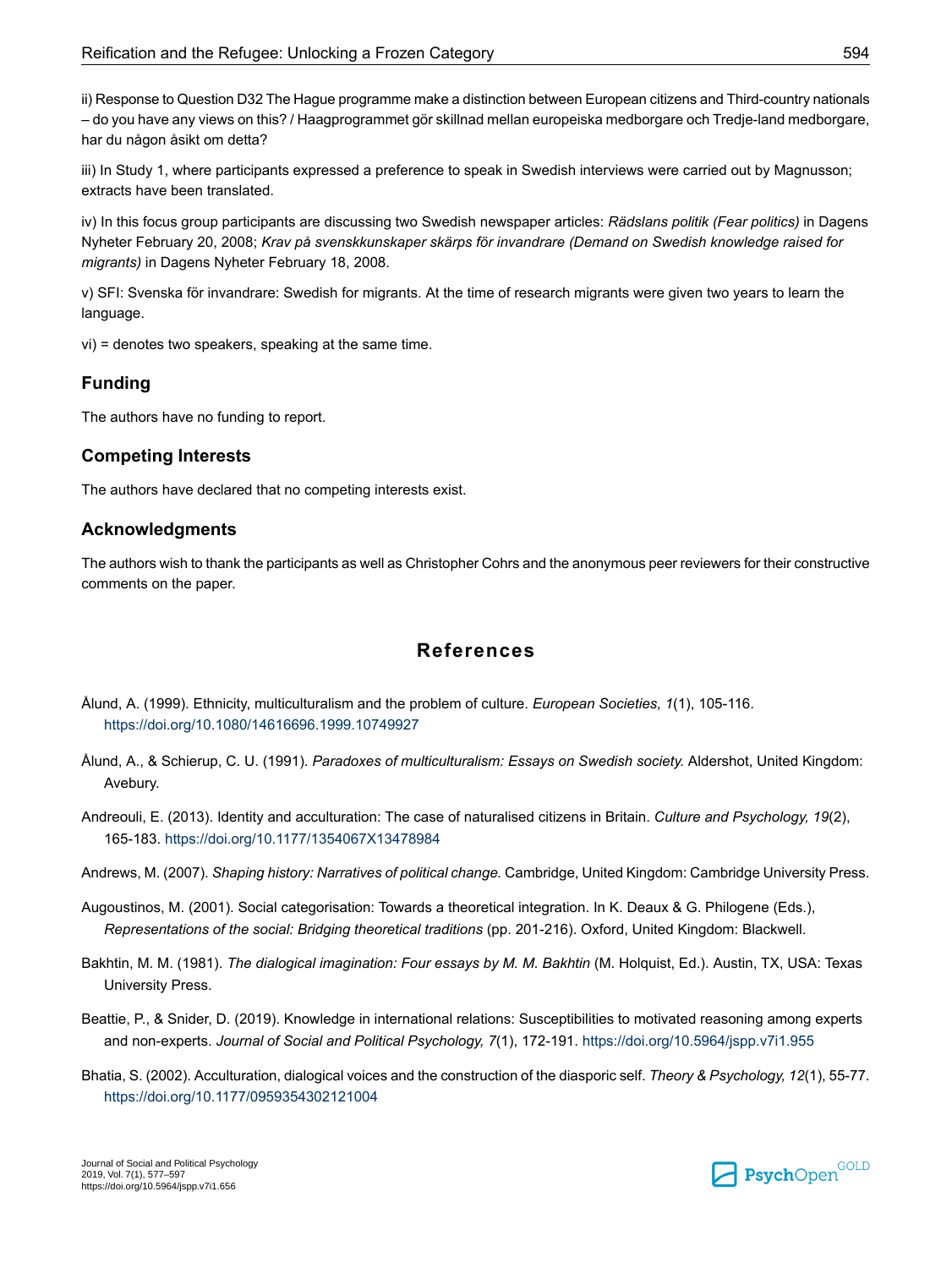ii) Response to Question D32 The Hague programme make a distinction between European citizens and Third-country nationals – do you have any views on this? / Haagprogrammet gör skillnad mellan europeiska medborgare och Tredje-land medborgare, har du någon åsikt om detta?

iii) In Study 1, where participants expressed a preference to speak in Swedish interviews were carried out by Magnusson; extracts have been translated.

iv) In this focus group participants are discussing two Swedish newspaper articles: *Rädslans politik (Fear politics)* in Dagens Nyheter February 20, 2008; *Krav på svenskkunskaper skärps för invandrare (Demand on Swedish knowledge raised for migrants)* in Dagens Nyheter February 18, 2008.

v) SFI: Svenska för invandrare: Swedish for migrants. At the time of research migrants were given two years to learn the language.

vi) = denotes two speakers, speaking at the same time.

## Funding

The authors have no funding to report.

## Competing Interests

The authors have declared that no competing interests exist.

## Acknowledgments

The authors wish to thank the participants as well as Christopher Cohrs and the anonymous peer reviewers for their constructive comments on the paper.

# References

Ålund, A. (1999). Ethnicity, multiculturalism and the problem of culture. *European Societies, 1*(1), 105-116. https://doi.org/10.1080/14616696.1999.10749927

Ålund, A., & Schierup, C. U. (1991). *Paradoxes of multiculturalism: Essays on Swedish society.* Aldershot, United Kingdom: Avebury.

Andreouli, E. (2013). Identity and acculturation: The case of naturalised citizens in Britain. *Culture and Psychology, 19*(2), 165-183. https://doi.org/10.1177/1354067X13478984

Andrews, M. (2007). *Shaping history: Narratives of political change.* Cambridge, United Kingdom: Cambridge University Press.

Augoustinos, M. (2001). Social categorisation: Towards a theoretical integration. In K. Deaux & G. Philogene (Eds.), *Representations of the social: Bridging theoretical traditions* (pp. 201-216). Oxford, United Kingdom: Blackwell.

Bakhtin, M. M. (1981). *The dialogical imagination: Four essays by M. M. Bakhtin* (M. Holquist, Ed.). Austin, TX, USA: Texas University Press.

Beattie, P., & Snider, D. (2019). Knowledge in international relations: Susceptibilities to motivated reasoning among experts and non-experts. *Journal of Social and Political Psychology, 7*(1), 172-191. https://doi.org/10.5964/jspp.v7i1.955

Bhatia, S. (2002). Acculturation, dialogical voices and the construction of the diasporic self. *Theory & Psychology, 12*(1), 55-77. https://doi.org/10.1177/0959354302121004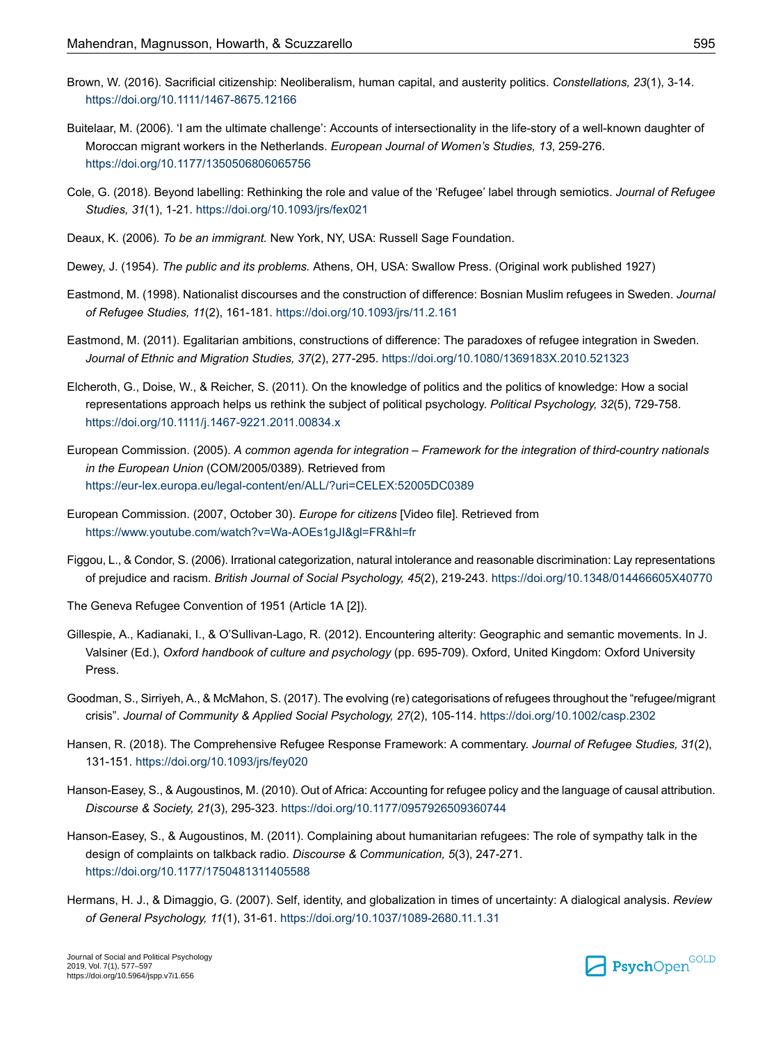Brown, W. (2016). Sacrificial citizenship: Neoliberalism, human capital, and austerity politics. *Constellations, 23*(1), 3-14. https://doi.org/10.1111/1467-8675.12166

Buitelaar, M. (2006). 'I am the ultimate challenge': Accounts of intersectionality in the life-story of a well-known daughter of Moroccan migrant workers in the Netherlands. *European Journal of Women's Studies, 13*, 259-276. https://doi.org/10.1177/1350506806065756

Cole, G. (2018). Beyond labelling: Rethinking the role and value of the 'Refugee' label through semiotics. *Journal of Refugee Studies, 31*(1), 1-21. https://doi.org/10.1093/jrs/fex021

Deaux, K. (2006). *To be an immigrant.* New York, NY, USA: Russell Sage Foundation.

Dewey, J. (1954). *The public and its problems.* Athens, OH, USA: Swallow Press. (Original work published 1927)

Eastmond, M. (1998). Nationalist discourses and the construction of difference: Bosnian Muslim refugees in Sweden. *Journal of Refugee Studies, 11*(2), 161-181. https://doi.org/10.1093/jrs/11.2.161

Eastmond, M. (2011). Egalitarian ambitions, constructions of difference: The paradoxes of refugee integration in Sweden. *Journal of Ethnic and Migration Studies, 37*(2), 277-295. https://doi.org/10.1080/1369183X.2010.521323

Elcheroth, G., Doise, W., & Reicher, S. (2011). On the knowledge of politics and the politics of knowledge: How a social representations approach helps us rethink the subject of political psychology. *Political Psychology, 32*(5), 729-758. https://doi.org/10.1111/j.1467-9221.2011.00834.x

European Commission. (2005). *A common agenda for integration – Framework for the integration of third-country nationals in the European Union* (COM/2005/0389). Retrieved from https://eur-lex.europa.eu/legal-content/en/ALL/?uri=CELEX:52005DC0389

European Commission. (2007, October 30). *Europe for citizens* [Video file]. Retrieved from https://www.youtube.com/watch?v=Wa-AOEs1gJI&gl=FR&hl=fr

Figgou, L., & Condor, S. (2006). Irrational categorization, natural intolerance and reasonable discrimination: Lay representations of prejudice and racism. *British Journal of Social Psychology, 45*(2), 219-243. https://doi.org/10.1348/014466605X40770

The Geneva Refugee Convention of 1951 (Article 1A [2]).

Gillespie, A., Kadianaki, I., & O'Sullivan-Lago, R. (2012). Encountering alterity: Geographic and semantic movements. In J. Valsiner (Ed.), *Oxford handbook of culture and psychology* (pp. 695-709). Oxford, United Kingdom: Oxford University Press.

Goodman, S., Sirriyeh, A., & McMahon, S. (2017). The evolving (re) categorisations of refugees throughout the "refugee/migrant crisis". *Journal of Community & Applied Social Psychology, 27*(2), 105-114. https://doi.org/10.1002/casp.2302

Hansen, R. (2018). The Comprehensive Refugee Response Framework: A commentary. *Journal of Refugee Studies, 31*(2), 131-151. https://doi.org/10.1093/jrs/fey020

Hanson-Easey, S., & Augoustinos, M. (2010). Out of Africa: Accounting for refugee policy and the language of causal attribution. *Discourse & Society, 21*(3), 295-323. https://doi.org/10.1177/0957926509360744

Hanson-Easey, S., & Augoustinos, M. (2011). Complaining about humanitarian refugees: The role of sympathy talk in the design of complaints on talkback radio. *Discourse & Communication, 5*(3), 247-271. https://doi.org/10.1177/1750481311405588

Hermans, H. J., & Dimaggio, G. (2007). Self, identity, and globalization in times of uncertainty: A dialogical analysis. *Review of General Psychology, 11*(1), 31-61. https://doi.org/10.1037/1089-2680.11.1.31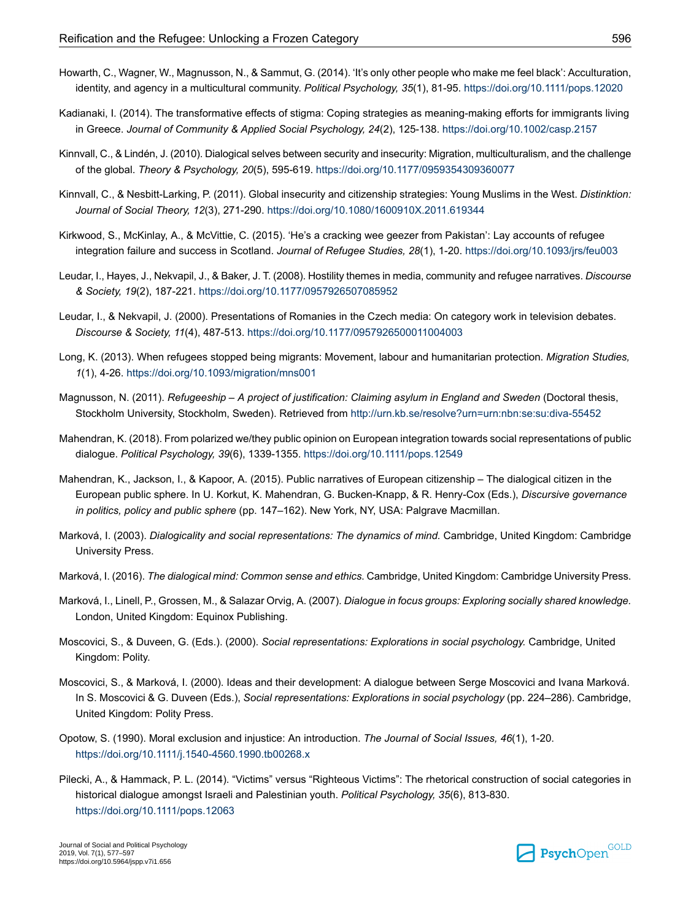Howarth, C., Wagner, W., Magnusson, N., & Sammut, G. (2014). 'It's only other people who make me feel black': Acculturation, identity, and agency in a multicultural community. *Political Psychology, 35*(1), 81-95. https://doi.org/10.1111/pops.12020

Kadianaki, I. (2014). The transformative effects of stigma: Coping strategies as meaning-making efforts for immigrants living in Greece. *Journal of Community & Applied Social Psychology, 24*(2), 125-138. https://doi.org/10.1002/casp.2157

Kinnvall, C., & Lindén, J. (2010). Dialogical selves between security and insecurity: Migration, multiculturalism, and the challenge of the global. *Theory & Psychology, 20*(5), 595-619. https://doi.org/10.1177/0959354309360077

Kinnvall, C., & Nesbitt-Larking, P. (2011). Global insecurity and citizenship strategies: Young Muslims in the West. *Distinktion: Journal of Social Theory, 12*(3), 271-290. https://doi.org/10.1080/1600910X.2011.619344

Kirkwood, S., McKinlay, A., & McVittie, C. (2015). 'He's a cracking wee geezer from Pakistan': Lay accounts of refugee integration failure and success in Scotland. *Journal of Refugee Studies, 28*(1), 1-20. https://doi.org/10.1093/jrs/feu003

Leudar, I., Hayes, J., Nekvapil, J., & Baker, J. T. (2008). Hostility themes in media, community and refugee narratives. *Discourse & Society, 19*(2), 187-221. https://doi.org/10.1177/0957926507085952

Leudar, I., & Nekvapil, J. (2000). Presentations of Romanies in the Czech media: On category work in television debates. *Discourse & Society, 11*(4), 487-513. https://doi.org/10.1177/0957926500011004003

Long, K. (2013). When refugees stopped being migrants: Movement, labour and humanitarian protection. *Migration Studies, 1*(1), 4-26. https://doi.org/10.1093/migration/mns001

Magnusson, N. (2011). *Refugeeship – A project of justification: Claiming asylum in England and Sweden* (Doctoral thesis, Stockholm University, Stockholm, Sweden). Retrieved from http://urn.kb.se/resolve?urn=urn:nbn:se:su:diva-55452

Mahendran, K. (2018). From polarized we/they public opinion on European integration towards social representations of public dialogue. *Political Psychology, 39*(6), 1339-1355. https://doi.org/10.1111/pops.12549

Mahendran, K., Jackson, I., & Kapoor, A. (2015). Public narratives of European citizenship – The dialogical citizen in the European public sphere. In U. Korkut, K. Mahendran, G. Bucken-Knapp, & R. Henry-Cox (Eds.), *Discursive governance in politics, policy and public sphere* (pp. 147–162). New York, NY, USA: Palgrave Macmillan.

Marková, I. (2003). *Dialogicality and social representations: The dynamics of mind.* Cambridge, United Kingdom: Cambridge University Press.

Marková, I. (2016). *The dialogical mind: Common sense and ethics.* Cambridge, United Kingdom: Cambridge University Press.

Marková, I., Linell, P., Grossen, M., & Salazar Orvig, A. (2007). *Dialogue in focus groups: Exploring socially shared knowledge.* London, United Kingdom: Equinox Publishing.

Moscovici, S., & Duveen, G. (Eds.). (2000). *Social representations: Explorations in social psychology.* Cambridge, United Kingdom: Polity.

Moscovici, S., & Marková, I. (2000). Ideas and their development: A dialogue between Serge Moscovici and Ivana Marková. In S. Moscovici & G. Duveen (Eds.), *Social representations: Explorations in social psychology* (pp. 224–286). Cambridge, United Kingdom: Polity Press.

Opotow, S. (1990). Moral exclusion and injustice: An introduction. *The Journal of Social Issues, 46*(1), 1-20. https://doi.org/10.1111/j.1540-4560.1990.tb00268.x

Pilecki, A., & Hammack, P. L. (2014). "Victims" versus "Righteous Victims": The rhetorical construction of social categories in historical dialogue amongst Israeli and Palestinian youth. *Political Psychology, 35*(6), 813-830. https://doi.org/10.1111/pops.12063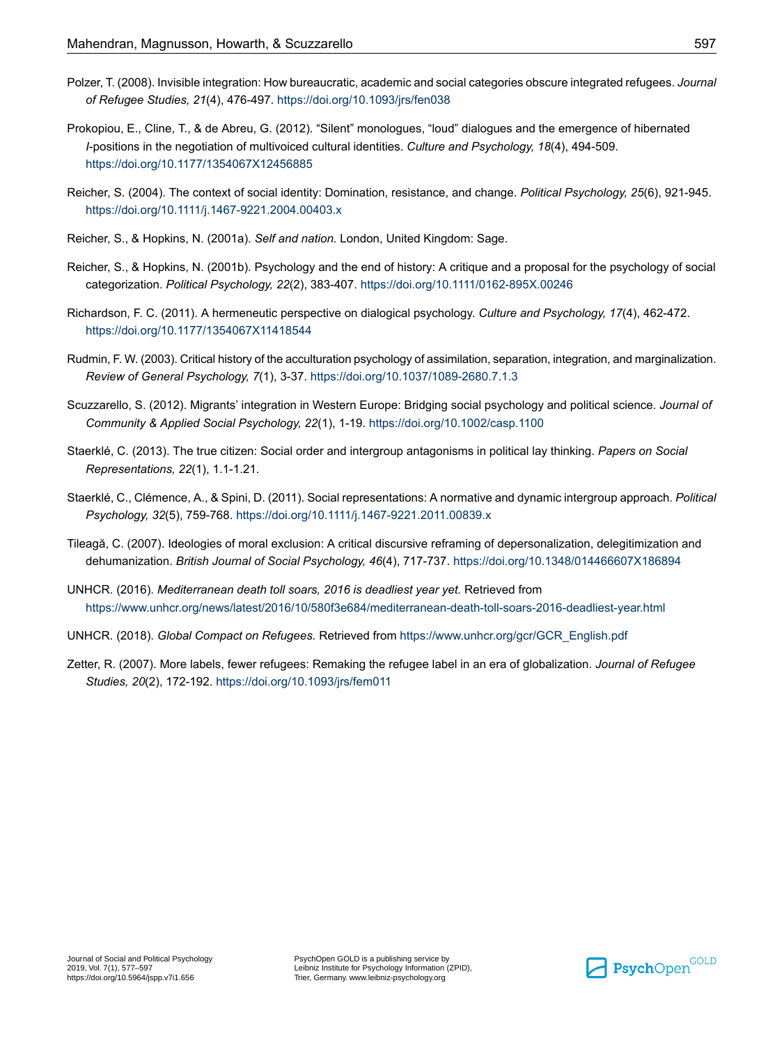Polzer, T. (2008). Invisible integration: How bureaucratic, academic and social categories obscure integrated refugees. *Journal of Refugee Studies, 21*(4), 476-497. https://doi.org/10.1093/jrs/fen038

Prokopiou, E., Cline, T., & de Abreu, G. (2012). “Silent” monologues, “loud” dialogues and the emergence of hibernated *I*-positions in the negotiation of multivoiced cultural identities. *Culture and Psychology, 18*(4), 494-509. https://doi.org/10.1177/1354067X12456885

Reicher, S. (2004). The context of social identity: Domination, resistance, and change. *Political Psychology, 25*(6), 921-945. https://doi.org/10.1111/j.1467-9221.2004.00403.x

Reicher, S., & Hopkins, N. (2001a). *Self and nation.* London, United Kingdom: Sage.

Reicher, S., & Hopkins, N. (2001b). Psychology and the end of history: A critique and a proposal for the psychology of social categorization. *Political Psychology, 22*(2), 383-407. https://doi.org/10.1111/0162-895X.00246

Richardson, F. C. (2011). A hermeneutic perspective on dialogical psychology. *Culture and Psychology, 17*(4), 462-472. https://doi.org/10.1177/1354067X11418544

Rudmin, F. W. (2003). Critical history of the acculturation psychology of assimilation, separation, integration, and marginalization. *Review of General Psychology, 7*(1), 3-37. https://doi.org/10.1037/1089-2680.7.1.3

Scuzzarello, S. (2012). Migrants’ integration in Western Europe: Bridging social psychology and political science. *Journal of Community & Applied Social Psychology, 22*(1), 1-19. https://doi.org/10.1002/casp.1100

Staerklé, C. (2013). The true citizen: Social order and intergroup antagonisms in political lay thinking. *Papers on Social Representations, 22*(1), 1.1-1.21.

Staerklé, C., Clémence, A., & Spini, D. (2011). Social representations: A normative and dynamic intergroup approach. *Political Psychology, 32*(5), 759-768. https://doi.org/10.1111/j.1467-9221.2011.00839.x

Tileagă, C. (2007). Ideologies of moral exclusion: A critical discursive reframing of depersonalization, delegitimization and dehumanization. *British Journal of Social Psychology, 46*(4), 717-737. https://doi.org/10.1348/014466607X186894

UNHCR. (2016). *Mediterranean death toll soars, 2016 is deadliest year yet.* Retrieved from https://www.unhcr.org/news/latest/2016/10/580f3e684/mediterranean-death-toll-soars-2016-deadliest-year.html

UNHCR. (2018). *Global Compact on Refugees.* Retrieved from https://www.unhcr.org/gcr/GCR_English.pdf

Zetter, R. (2007). More labels, fewer refugees: Remaking the refugee label in an era of globalization. *Journal of Refugee Studies, 20*(2), 172-192. https://doi.org/10.1093/jrs/fem011